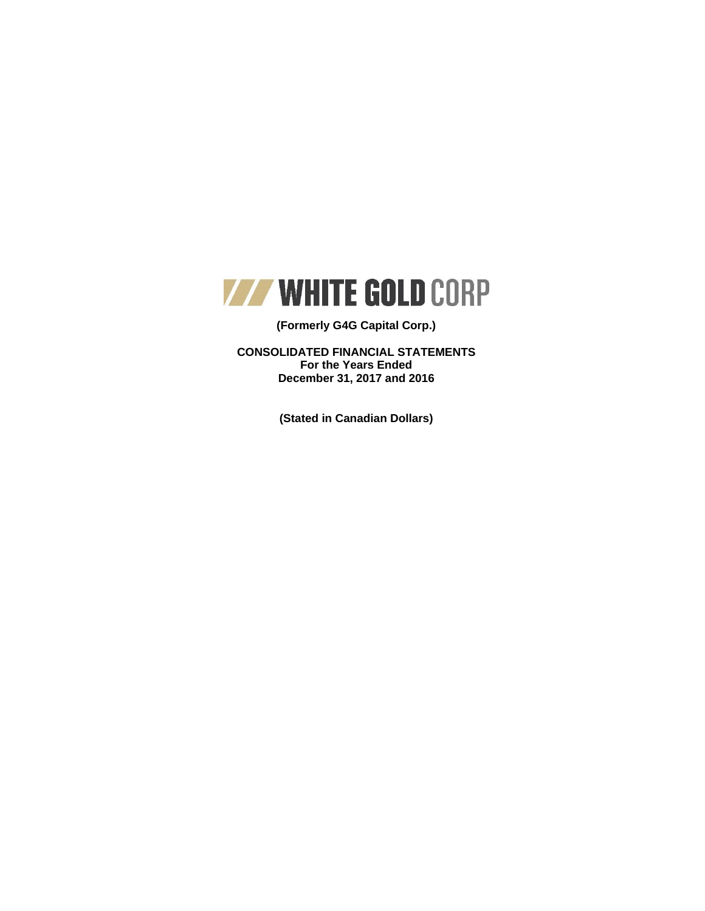# WHITE GOLD CORP

**(Formerly G4G Capital Corp.)**

**CONSOLIDATED FINANCIAL STATEMENTS**
**For the Years Ended**
**December 31, 2017 and 2016**

**(Stated in Canadian Dollars)**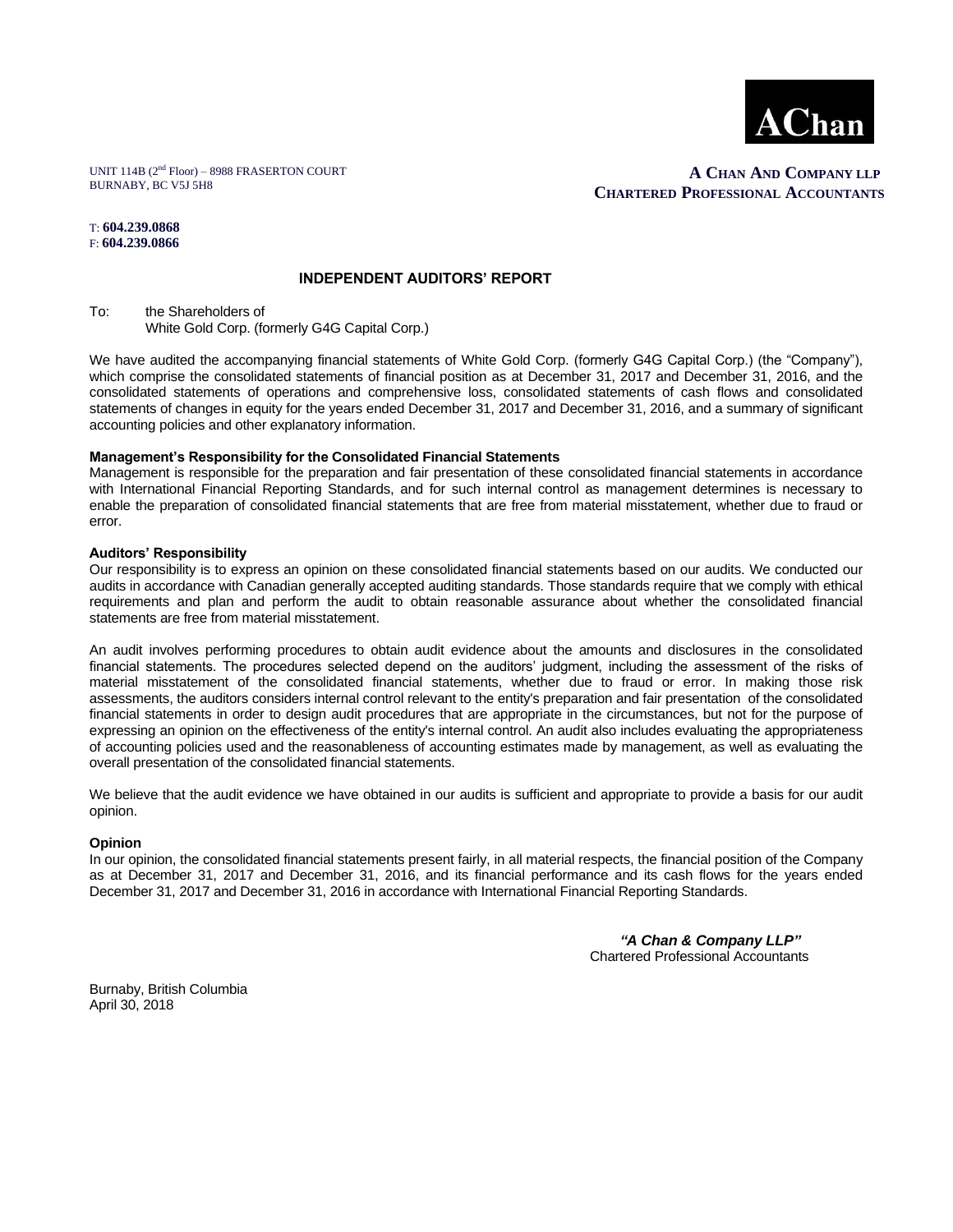**AChan**

UNIT 114B (2nd Floor) – 8988 FRASERTON COURT
BURNABY, BC V5J 5H8

**A CHAN AND COMPANY LLP**
**CHARTERED PROFESSIONAL ACCOUNTANTS**

T: **604.239.0868**
F: **604.239.0866**

## INDEPENDENT AUDITORS' REPORT

To: the Shareholders of
White Gold Corp. (formerly G4G Capital Corp.)

We have audited the accompanying financial statements of White Gold Corp. (formerly G4G Capital Corp.) (the "Company"), which comprise the consolidated statements of financial position as at December 31, 2017 and December 31, 2016, and the consolidated statements of operations and comprehensive loss, consolidated statements of cash flows and consolidated statements of changes in equity for the years ended December 31, 2017 and December 31, 2016, and a summary of significant accounting policies and other explanatory information.

**Management's Responsibility for the Consolidated Financial Statements**

Management is responsible for the preparation and fair presentation of these consolidated financial statements in accordance with International Financial Reporting Standards, and for such internal control as management determines is necessary to enable the preparation of consolidated financial statements that are free from material misstatement, whether due to fraud or error.

**Auditors' Responsibility**

Our responsibility is to express an opinion on these consolidated financial statements based on our audits. We conducted our audits in accordance with Canadian generally accepted auditing standards. Those standards require that we comply with ethical requirements and plan and perform the audit to obtain reasonable assurance about whether the consolidated financial statements are free from material misstatement.

An audit involves performing procedures to obtain audit evidence about the amounts and disclosures in the consolidated financial statements. The procedures selected depend on the auditors' judgment, including the assessment of the risks of material misstatement of the consolidated financial statements, whether due to fraud or error. In making those risk assessments, the auditors considers internal control relevant to the entity's preparation and fair presentation of the consolidated financial statements in order to design audit procedures that are appropriate in the circumstances, but not for the purpose of expressing an opinion on the effectiveness of the entity's internal control. An audit also includes evaluating the appropriateness of accounting policies used and the reasonableness of accounting estimates made by management, as well as evaluating the overall presentation of the consolidated financial statements.

We believe that the audit evidence we have obtained in our audits is sufficient and appropriate to provide a basis for our audit opinion.

**Opinion**

In our opinion, the consolidated financial statements present fairly, in all material respects, the financial position of the Company as at December 31, 2017 and December 31, 2016, and its financial performance and its cash flows for the years ended December 31, 2017 and December 31, 2016 in accordance with International Financial Reporting Standards.

***"A Chan & Company LLP"***
Chartered Professional Accountants

Burnaby, British Columbia
April 30, 2018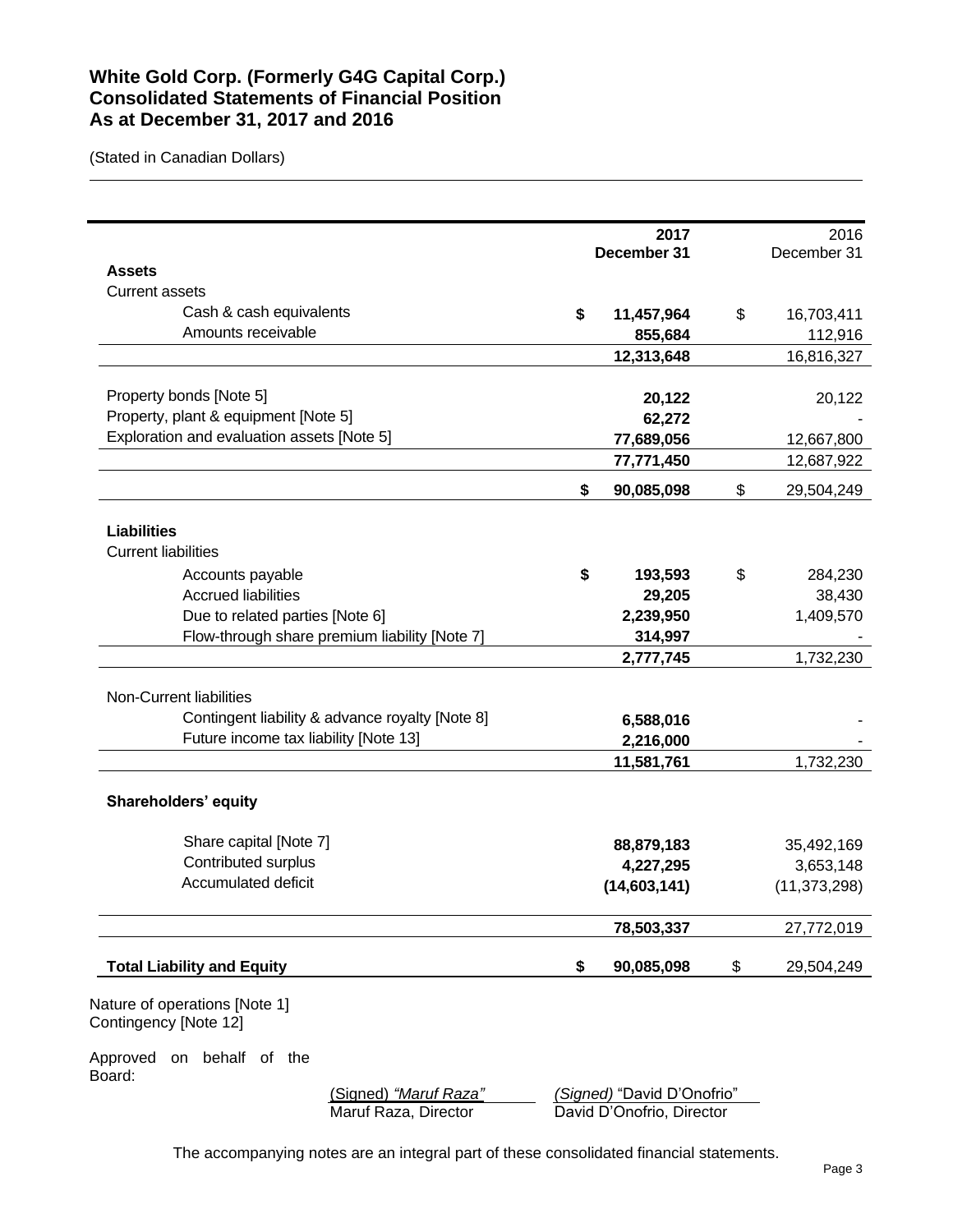# White Gold Corp. (Formerly G4G Capital Corp.)
# Consolidated Statements of Financial Position
# As at December 31, 2017 and 2016

(Stated in Canadian Dollars)

| | **2017 December 31** | 2016 December 31 |
|---|---|---|
| **Assets** | | |
| Current assets | | |
| Cash & cash equivalents | **$ 11,457,964** | $ 16,703,411 |
| Amounts receivable | **855,684** | 112,916 |
| | **12,313,648** | 16,816,327 |
| Property bonds [Note 5] | **20,122** | 20,122 |
| Property, plant & equipment [Note 5] | **62,272** | - |
| Exploration and evaluation assets [Note 5] | **77,689,056** | 12,667,800 |
| | **77,771,450** | 12,687,922 |
| | **$ 90,085,098** | $ 29,504,249 |
| **Liabilities** | | |
| Current liabilities | | |
| Accounts payable | **$ 193,593** | $ 284,230 |
| Accrued liabilities | **29,205** | 38,430 |
| Due to related parties [Note 6] | **2,239,950** | 1,409,570 |
| Flow-through share premium liability [Note 7] | **314,997** | - |
| | **2,777,745** | 1,732,230 |
| Non-Current liabilities | | |
| Contingent liability & advance royalty [Note 8] | **6,588,016** | - |
| Future income tax liability [Note 13] | **2,216,000** | - |
| | **11,581,761** | 1,732,230 |
| **Shareholders' equity** | | |
| Share capital [Note 7] | **88,879,183** | 35,492,169 |
| Contributed surplus | **4,227,295** | 3,653,148 |
| Accumulated deficit | **(14,603,141)** | (11,373,298) |
| | **78,503,337** | 27,772,019 |
| **Total Liability and Equity** | **$ 90,085,098** | $ 29,504,249 |

Nature of operations [Note 1]
Contingency [Note 12]

Approved on behalf of the Board:

| | |
|---|---|
| (Signed) *"Maruf Raza"* | *(Signed)* "David D'Onofrio" |
| Maruf Raza, Director | David D'Onofrio, Director |

The accompanying notes are an integral part of these consolidated financial statements.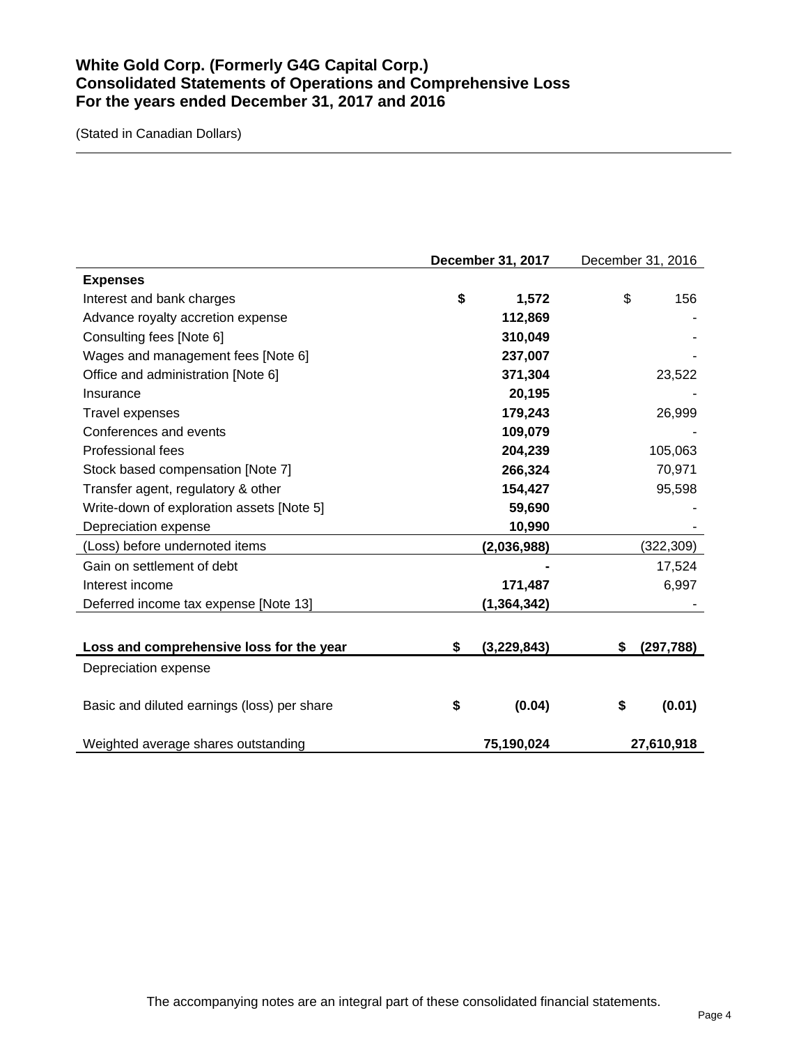# White Gold Corp. (Formerly G4G Capital Corp.)
# Consolidated Statements of Operations and Comprehensive Loss
# For the years ended December 31, 2017 and 2016

(Stated in Canadian Dollars)

| | **December 31, 2017** | December 31, 2016 |
|---|---|---|
| **Expenses** | | |
| Interest and bank charges | **$ 1,572** | $ 156 |
| Advance royalty accretion expense | **112,869** | - |
| Consulting fees [Note 6] | **310,049** | - |
| Wages and management fees [Note 6] | **237,007** | - |
| Office and administration [Note 6] | **371,304** | 23,522 |
| Insurance | **20,195** | - |
| Travel expenses | **179,243** | 26,999 |
| Conferences and events | **109,079** | - |
| Professional fees | **204,239** | 105,063 |
| Stock based compensation [Note 7] | **266,324** | 70,971 |
| Transfer agent, regulatory & other | **154,427** | 95,598 |
| Write-down of exploration assets [Note 5] | **59,690** | - |
| Depreciation expense | **10,990** | - |
| (Loss) before undernoted items | **(2,036,988)** | (322,309) |
| Gain on settlement of debt | **-** | 17,524 |
| Interest income | **171,487** | 6,997 |
| Deferred income tax expense [Note 13] | **(1,364,342)** | - |
| **Loss and comprehensive loss for the year** | **$ (3,229,843)** | **$ (297,788)** |
| Depreciation expense | | |
| Basic and diluted earnings (loss) per share | **$ (0.04)** | **$ (0.01)** |
| Weighted average shares outstanding | **75,190,024** | **27,610,918** |

The accompanying notes are an integral part of these consolidated financial statements.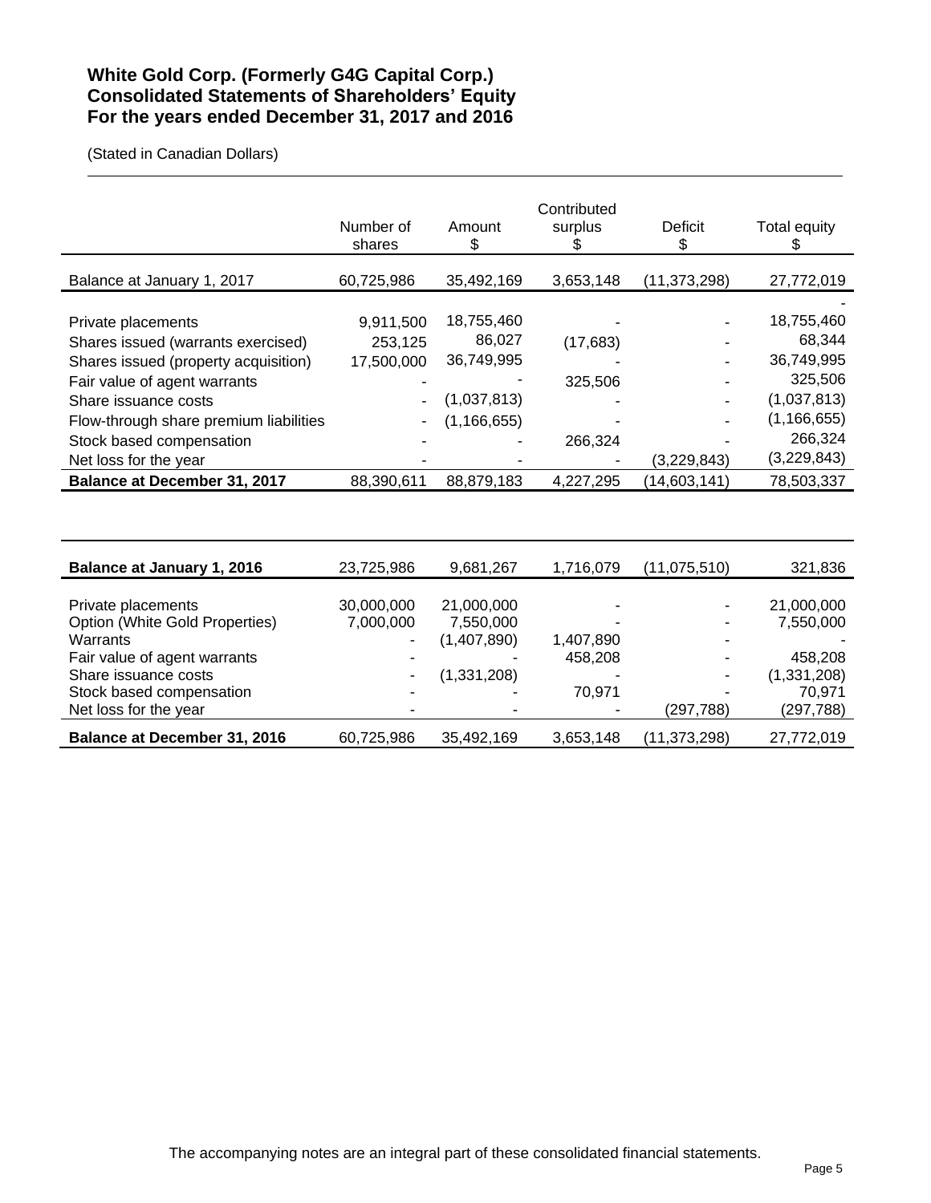**White Gold Corp. (Formerly G4G Capital Corp.)**
**Consolidated Statements of Shareholders' Equity**
**For the years ended December 31, 2017 and 2016**

(Stated in Canadian Dollars)

| | Number of shares | Amount $ | Contributed surplus $ | Deficit $ | Total equity $ |
|---|---|---|---|---|---|
| Balance at January 1, 2017 | 60,725,986 | 35,492,169 | 3,653,148 | (11,373,298) | 27,772,019 |
| | | | | | - |
| Private placements | 9,911,500 | 18,755,460 | - | - | 18,755,460 |
| Shares issued (warrants exercised) | 253,125 | 86,027 | (17,683) | - | 68,344 |
| Shares issued (property acquisition) | 17,500,000 | 36,749,995 | - | - | 36,749,995 |
| Fair value of agent warrants | - | - | 325,506 | - | 325,506 |
| Share issuance costs | - | (1,037,813) | - | - | (1,037,813) |
| Flow-through share premium liabilities | - | (1,166,655) | - | - | (1,166,655) |
| Stock based compensation | - | - | 266,324 | - | 266,324 |
| Net loss for the year | - | - | - | (3,229,843) | (3,229,843) |
| **Balance at December 31, 2017** | 88,390,611 | 88,879,183 | 4,227,295 | (14,603,141) | 78,503,337 |

| | Number of shares | Amount $ | Contributed surplus $ | Deficit $ | Total equity $ |
|---|---|---|---|---|---|
| **Balance at January 1, 2016** | 23,725,986 | 9,681,267 | 1,716,079 | (11,075,510) | 321,836 |
| Private placements | 30,000,000 | 21,000,000 | - | - | 21,000,000 |
| Option (White Gold Properties) | 7,000,000 | 7,550,000 | - | - | 7,550,000 |
| Warrants | - | (1,407,890) | 1,407,890 | - | - |
| Fair value of agent warrants | - | - | 458,208 | - | 458,208 |
| Share issuance costs | - | (1,331,208) | - | - | (1,331,208) |
| Stock based compensation | - | - | 70,971 | - | 70,971 |
| Net loss for the year | - | - | - | (297,788) | (297,788) |
| **Balance at December 31, 2016** | 60,725,986 | 35,492,169 | 3,653,148 | (11,373,298) | 27,772,019 |

The accompanying notes are an integral part of these consolidated financial statements.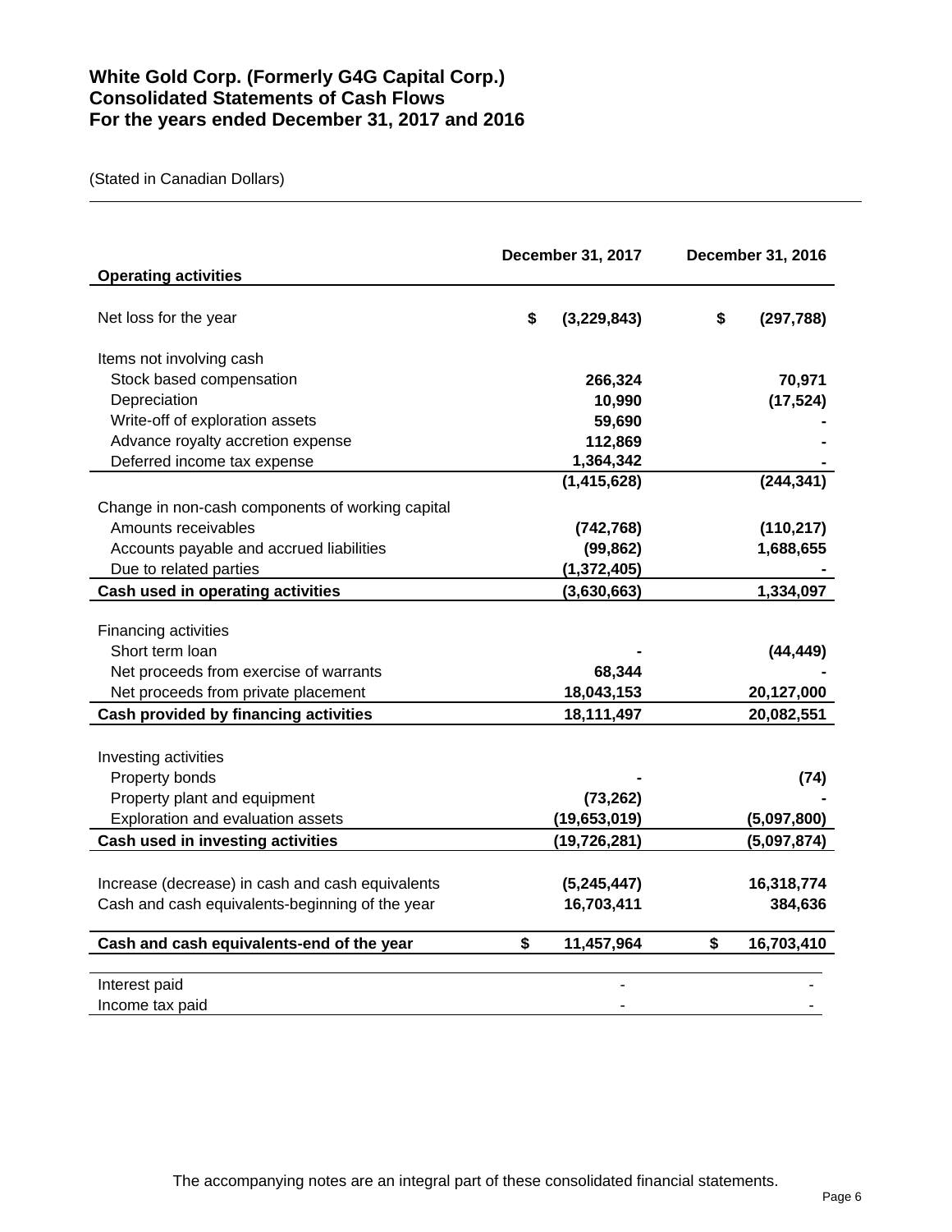# White Gold Corp. (Formerly G4G Capital Corp.)
# Consolidated Statements of Cash Flows
# For the years ended December 31, 2017 and 2016

(Stated in Canadian Dollars)

| | December 31, 2017 | December 31, 2016 |
|---|---|---|
| **Operating activities** | | |
| Net loss for the year | $ (3,229,843) | $ (297,788) |
| Items not involving cash | | |
| Stock based compensation | 266,324 | 70,971 |
| Depreciation | 10,990 | (17,524) |
| Write-off of exploration assets | 59,690 | - |
| Advance royalty accretion expense | 112,869 | - |
| Deferred income tax expense | 1,364,342 | - |
| | (1,415,628) | (244,341) |
| Change in non-cash components of working capital | | |
| Amounts receivables | (742,768) | (110,217) |
| Accounts payable and accrued liabilities | (99,862) | 1,688,655 |
| Due to related parties | (1,372,405) | - |
| **Cash used in operating activities** | (3,630,663) | 1,334,097 |
| Financing activities | | |
| Short term loan | - | (44,449) |
| Net proceeds from exercise of warrants | 68,344 | - |
| Net proceeds from private placement | 18,043,153 | 20,127,000 |
| **Cash provided by financing activities** | 18,111,497 | 20,082,551 |
| Investing activities | | |
| Property bonds | - | (74) |
| Property plant and equipment | (73,262) | - |
| Exploration and evaluation assets | (19,653,019) | (5,097,800) |
| **Cash used in investing activities** | (19,726,281) | (5,097,874) |
| Increase (decrease) in cash and cash equivalents | (5,245,447) | 16,318,774 |
| Cash and cash equivalents-beginning of the year | 16,703,411 | 384,636 |
| **Cash and cash equivalents-end of the year** | $ 11,457,964 | $ 16,703,410 |

| | | |
|---|---|---|
| Interest paid | - | - |
| Income tax paid | - | - |

The accompanying notes are an integral part of these consolidated financial statements.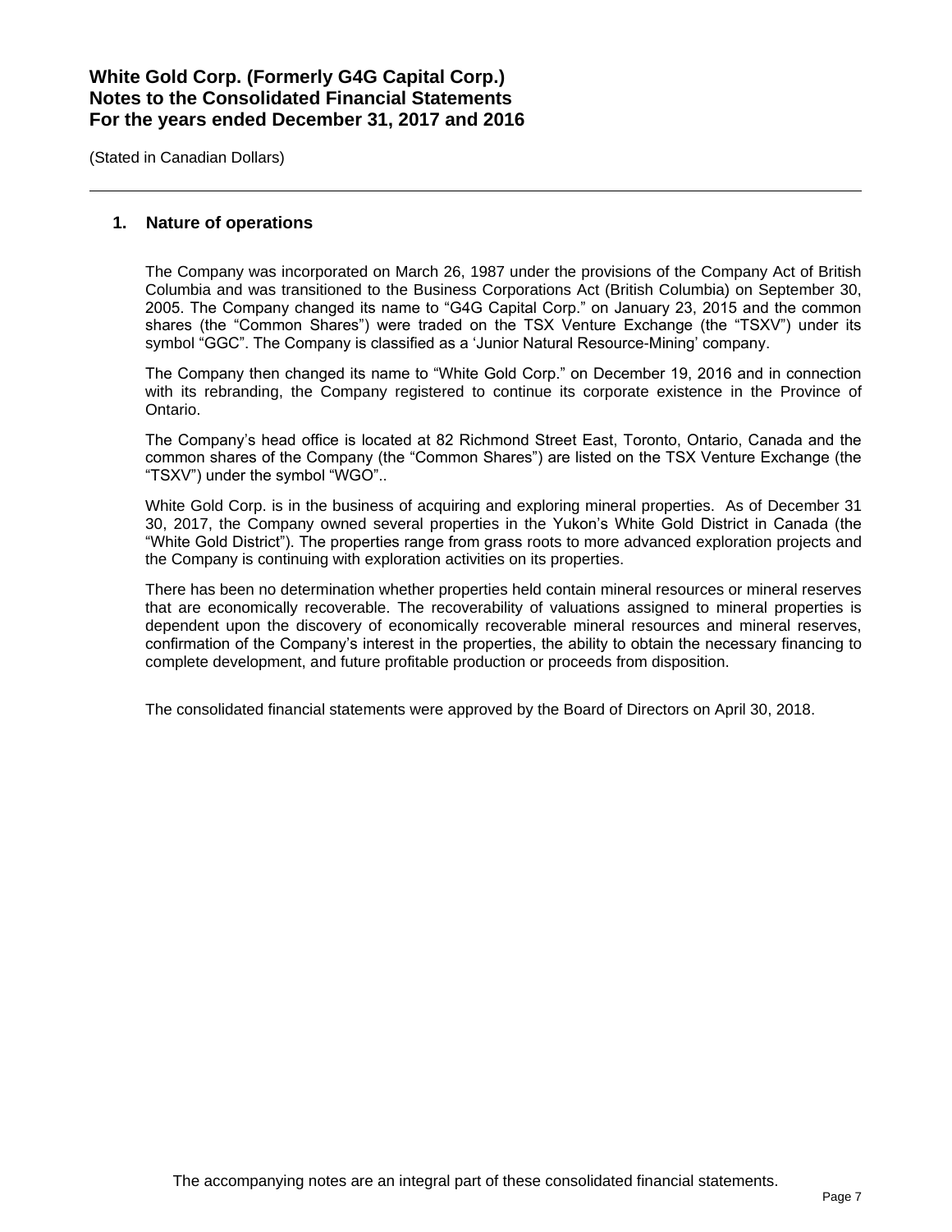# White Gold Corp. (Formerly G4G Capital Corp.)
# Notes to the Consolidated Financial Statements
# For the years ended December 31, 2017 and 2016

(Stated in Canadian Dollars)

## 1. Nature of operations

The Company was incorporated on March 26, 1987 under the provisions of the Company Act of British Columbia and was transitioned to the Business Corporations Act (British Columbia) on September 30, 2005. The Company changed its name to "G4G Capital Corp." on January 23, 2015 and the common shares (the "Common Shares") were traded on the TSX Venture Exchange (the "TSXV") under its symbol "GGC". The Company is classified as a 'Junior Natural Resource-Mining' company.

The Company then changed its name to "White Gold Corp." on December 19, 2016 and in connection with its rebranding, the Company registered to continue its corporate existence in the Province of Ontario.

The Company's head office is located at 82 Richmond Street East, Toronto, Ontario, Canada and the common shares of the Company (the "Common Shares") are listed on the TSX Venture Exchange (the "TSXV") under the symbol "WGO"..

White Gold Corp. is in the business of acquiring and exploring mineral properties. As of December 31 30, 2017, the Company owned several properties in the Yukon's White Gold District in Canada (the "White Gold District"). The properties range from grass roots to more advanced exploration projects and the Company is continuing with exploration activities on its properties.

There has been no determination whether properties held contain mineral resources or mineral reserves that are economically recoverable. The recoverability of valuations assigned to mineral properties is dependent upon the discovery of economically recoverable mineral resources and mineral reserves, confirmation of the Company's interest in the properties, the ability to obtain the necessary financing to complete development, and future profitable production or proceeds from disposition.

The consolidated financial statements were approved by the Board of Directors on April 30, 2018.

The accompanying notes are an integral part of these consolidated financial statements.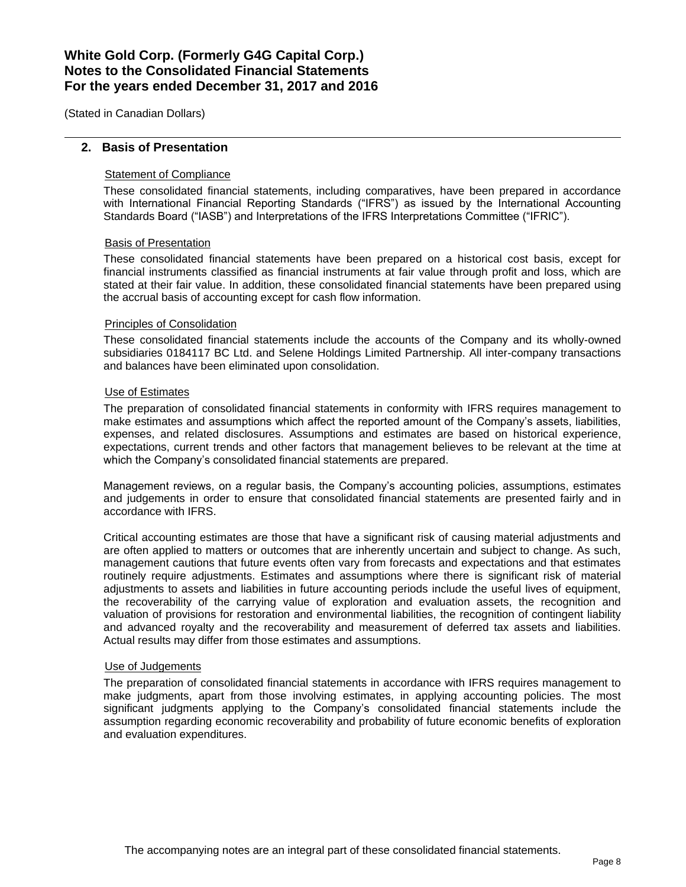## 2. Basis of Presentation

Statement of Compliance

These consolidated financial statements, including comparatives, have been prepared in accordance with International Financial Reporting Standards ("IFRS") as issued by the International Accounting Standards Board ("IASB") and Interpretations of the IFRS Interpretations Committee ("IFRIC").

Basis of Presentation

These consolidated financial statements have been prepared on a historical cost basis, except for financial instruments classified as financial instruments at fair value through profit and loss, which are stated at their fair value. In addition, these consolidated financial statements have been prepared using the accrual basis of accounting except for cash flow information.

Principles of Consolidation

These consolidated financial statements include the accounts of the Company and its wholly-owned subsidiaries 0184117 BC Ltd. and Selene Holdings Limited Partnership. All inter-company transactions and balances have been eliminated upon consolidation.

Use of Estimates

The preparation of consolidated financial statements in conformity with IFRS requires management to make estimates and assumptions which affect the reported amount of the Company's assets, liabilities, expenses, and related disclosures. Assumptions and estimates are based on historical experience, expectations, current trends and other factors that management believes to be relevant at the time at which the Company's consolidated financial statements are prepared.

Management reviews, on a regular basis, the Company's accounting policies, assumptions, estimates and judgements in order to ensure that consolidated financial statements are presented fairly and in accordance with IFRS.

Critical accounting estimates are those that have a significant risk of causing material adjustments and are often applied to matters or outcomes that are inherently uncertain and subject to change. As such, management cautions that future events often vary from forecasts and expectations and that estimates routinely require adjustments. Estimates and assumptions where there is significant risk of material adjustments to assets and liabilities in future accounting periods include the useful lives of equipment, the recoverability of the carrying value of exploration and evaluation assets, the recognition and valuation of provisions for restoration and environmental liabilities, the recognition of contingent liability and advanced royalty and the recoverability and measurement of deferred tax assets and liabilities. Actual results may differ from those estimates and assumptions.

Use of Judgements

The preparation of consolidated financial statements in accordance with IFRS requires management to make judgments, apart from those involving estimates, in applying accounting policies. The most significant judgments applying to the Company's consolidated financial statements include the assumption regarding economic recoverability and probability of future economic benefits of exploration and evaluation expenditures.

The accompanying notes are an integral part of these consolidated financial statements.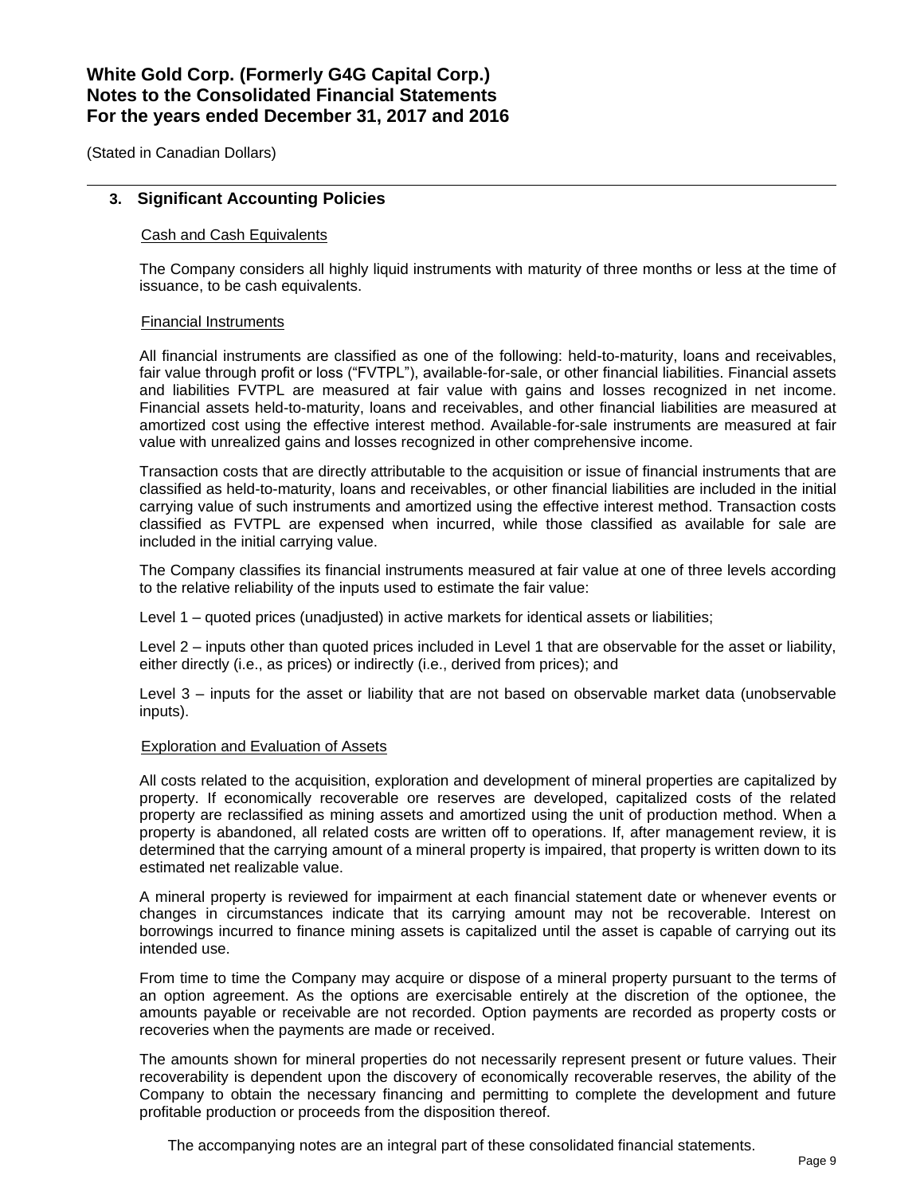(Stated in Canadian Dollars)

## 3. Significant Accounting Policies

### Cash and Cash Equivalents

The Company considers all highly liquid instruments with maturity of three months or less at the time of issuance, to be cash equivalents.

### Financial Instruments

All financial instruments are classified as one of the following: held-to-maturity, loans and receivables, fair value through profit or loss ("FVTPL"), available-for-sale, or other financial liabilities. Financial assets and liabilities FVTPL are measured at fair value with gains and losses recognized in net income. Financial assets held-to-maturity, loans and receivables, and other financial liabilities are measured at amortized cost using the effective interest method. Available-for-sale instruments are measured at fair value with unrealized gains and losses recognized in other comprehensive income.

Transaction costs that are directly attributable to the acquisition or issue of financial instruments that are classified as held-to-maturity, loans and receivables, or other financial liabilities are included in the initial carrying value of such instruments and amortized using the effective interest method. Transaction costs classified as FVTPL are expensed when incurred, while those classified as available for sale are included in the initial carrying value.

The Company classifies its financial instruments measured at fair value at one of three levels according to the relative reliability of the inputs used to estimate the fair value:

Level 1 – quoted prices (unadjusted) in active markets for identical assets or liabilities;

Level 2 – inputs other than quoted prices included in Level 1 that are observable for the asset or liability, either directly (i.e., as prices) or indirectly (i.e., derived from prices); and

Level 3 – inputs for the asset or liability that are not based on observable market data (unobservable inputs).

### Exploration and Evaluation of Assets

All costs related to the acquisition, exploration and development of mineral properties are capitalized by property. If economically recoverable ore reserves are developed, capitalized costs of the related property are reclassified as mining assets and amortized using the unit of production method. When a property is abandoned, all related costs are written off to operations. If, after management review, it is determined that the carrying amount of a mineral property is impaired, that property is written down to its estimated net realizable value.

A mineral property is reviewed for impairment at each financial statement date or whenever events or changes in circumstances indicate that its carrying amount may not be recoverable. Interest on borrowings incurred to finance mining assets is capitalized until the asset is capable of carrying out its intended use.

From time to time the Company may acquire or dispose of a mineral property pursuant to the terms of an option agreement. As the options are exercisable entirely at the discretion of the optionee, the amounts payable or receivable are not recorded. Option payments are recorded as property costs or recoveries when the payments are made or received.

The amounts shown for mineral properties do not necessarily represent present or future values. Their recoverability is dependent upon the discovery of economically recoverable reserves, the ability of the Company to obtain the necessary financing and permitting to complete the development and future profitable production or proceeds from the disposition thereof.

The accompanying notes are an integral part of these consolidated financial statements.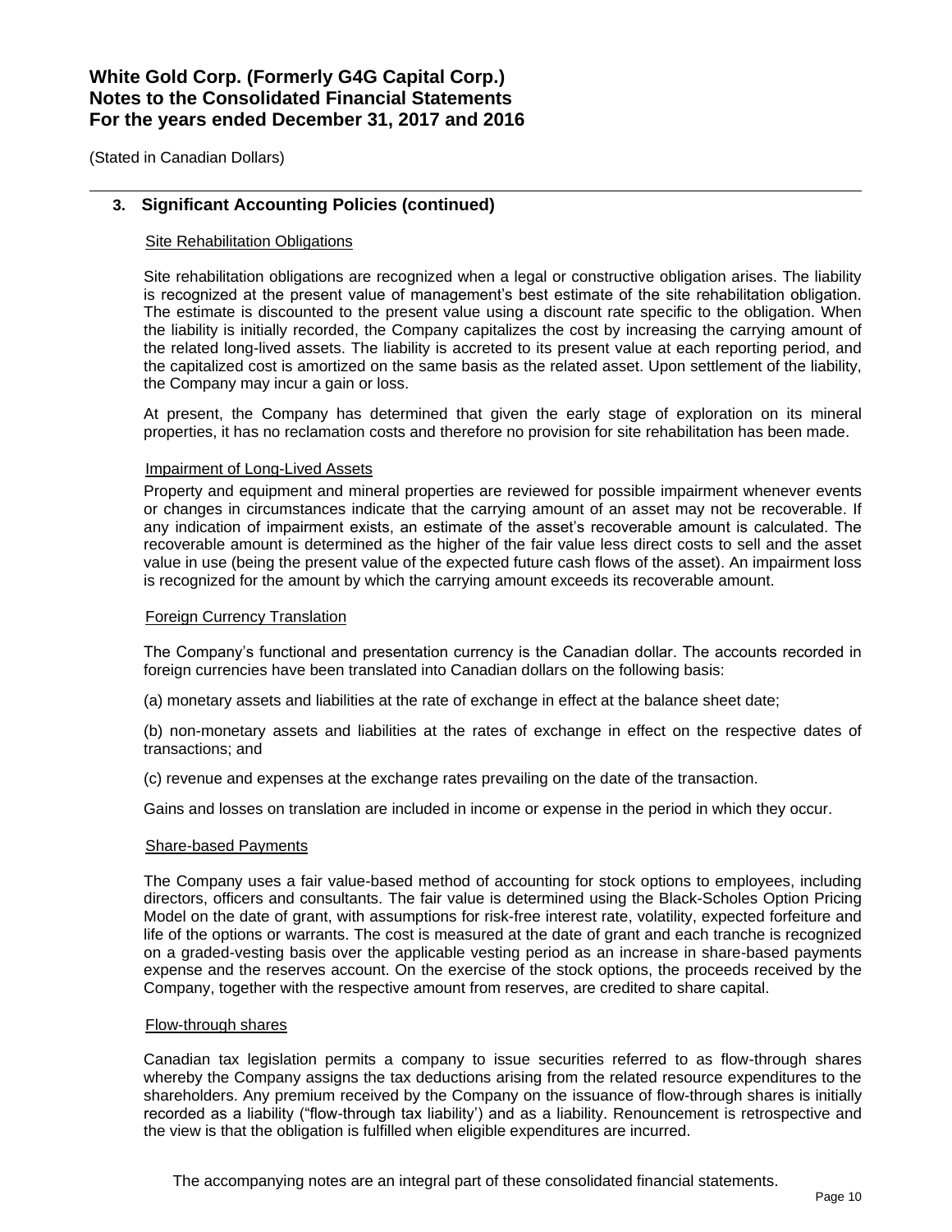## 3. Significant Accounting Policies (continued)

### Site Rehabilitation Obligations

Site rehabilitation obligations are recognized when a legal or constructive obligation arises. The liability is recognized at the present value of management's best estimate of the site rehabilitation obligation. The estimate is discounted to the present value using a discount rate specific to the obligation. When the liability is initially recorded, the Company capitalizes the cost by increasing the carrying amount of the related long-lived assets. The liability is accreted to its present value at each reporting period, and the capitalized cost is amortized on the same basis as the related asset. Upon settlement of the liability, the Company may incur a gain or loss.

At present, the Company has determined that given the early stage of exploration on its mineral properties, it has no reclamation costs and therefore no provision for site rehabilitation has been made.

### Impairment of Long-Lived Assets

Property and equipment and mineral properties are reviewed for possible impairment whenever events or changes in circumstances indicate that the carrying amount of an asset may not be recoverable. If any indication of impairment exists, an estimate of the asset's recoverable amount is calculated. The recoverable amount is determined as the higher of the fair value less direct costs to sell and the asset value in use (being the present value of the expected future cash flows of the asset). An impairment loss is recognized for the amount by which the carrying amount exceeds its recoverable amount.

### Foreign Currency Translation

The Company's functional and presentation currency is the Canadian dollar. The accounts recorded in foreign currencies have been translated into Canadian dollars on the following basis:

(a) monetary assets and liabilities at the rate of exchange in effect at the balance sheet date;

(b) non-monetary assets and liabilities at the rates of exchange in effect on the respective dates of transactions; and

(c) revenue and expenses at the exchange rates prevailing on the date of the transaction.

Gains and losses on translation are included in income or expense in the period in which they occur.

### Share-based Payments

The Company uses a fair value-based method of accounting for stock options to employees, including directors, officers and consultants. The fair value is determined using the Black-Scholes Option Pricing Model on the date of grant, with assumptions for risk-free interest rate, volatility, expected forfeiture and life of the options or warrants. The cost is measured at the date of grant and each tranche is recognized on a graded-vesting basis over the applicable vesting period as an increase in share-based payments expense and the reserves account. On the exercise of the stock options, the proceeds received by the Company, together with the respective amount from reserves, are credited to share capital.

### Flow-through shares

Canadian tax legislation permits a company to issue securities referred to as flow-through shares whereby the Company assigns the tax deductions arising from the related resource expenditures to the shareholders. Any premium received by the Company on the issuance of flow-through shares is initially recorded as a liability ("flow-through tax liability') and as a liability. Renouncement is retrospective and the view is that the obligation is fulfilled when eligible expenditures are incurred.

The accompanying notes are an integral part of these consolidated financial statements.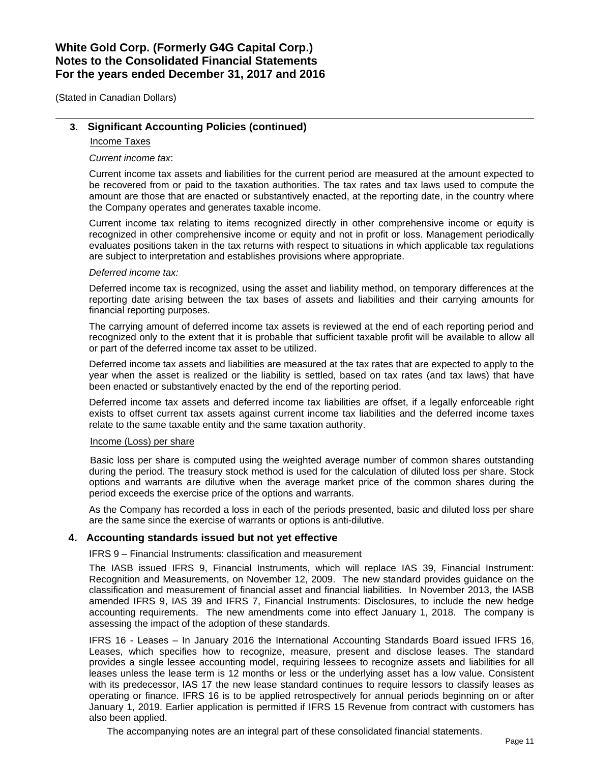## 3. Significant Accounting Policies (continued)

Income Taxes

*Current income tax*:

Current income tax assets and liabilities for the current period are measured at the amount expected to be recovered from or paid to the taxation authorities. The tax rates and tax laws used to compute the amount are those that are enacted or substantively enacted, at the reporting date, in the country where the Company operates and generates taxable income.

Current income tax relating to items recognized directly in other comprehensive income or equity is recognized in other comprehensive income or equity and not in profit or loss. Management periodically evaluates positions taken in the tax returns with respect to situations in which applicable tax regulations are subject to interpretation and establishes provisions where appropriate.

*Deferred income tax:*

Deferred income tax is recognized, using the asset and liability method, on temporary differences at the reporting date arising between the tax bases of assets and liabilities and their carrying amounts for financial reporting purposes.

The carrying amount of deferred income tax assets is reviewed at the end of each reporting period and recognized only to the extent that it is probable that sufficient taxable profit will be available to allow all or part of the deferred income tax asset to be utilized.

Deferred income tax assets and liabilities are measured at the tax rates that are expected to apply to the year when the asset is realized or the liability is settled, based on tax rates (and tax laws) that have been enacted or substantively enacted by the end of the reporting period.

Deferred income tax assets and deferred income tax liabilities are offset, if a legally enforceable right exists to offset current tax assets against current income tax liabilities and the deferred income taxes relate to the same taxable entity and the same taxation authority.

Income (Loss) per share

Basic loss per share is computed using the weighted average number of common shares outstanding during the period. The treasury stock method is used for the calculation of diluted loss per share. Stock options and warrants are dilutive when the average market price of the common shares during the period exceeds the exercise price of the options and warrants.

As the Company has recorded a loss in each of the periods presented, basic and diluted loss per share are the same since the exercise of warrants or options is anti-dilutive.

## 4. Accounting standards issued but not yet effective

IFRS 9 – Financial Instruments: classification and measurement

The IASB issued IFRS 9, Financial Instruments, which will replace IAS 39, Financial Instrument: Recognition and Measurements, on November 12, 2009. The new standard provides guidance on the classification and measurement of financial asset and financial liabilities. In November 2013, the IASB amended IFRS 9, IAS 39 and IFRS 7, Financial Instruments: Disclosures, to include the new hedge accounting requirements. The new amendments come into effect January 1, 2018. The company is assessing the impact of the adoption of these standards.

IFRS 16 - Leases – In January 2016 the International Accounting Standards Board issued IFRS 16, Leases, which specifies how to recognize, measure, present and disclose leases. The standard provides a single lessee accounting model, requiring lessees to recognize assets and liabilities for all leases unless the lease term is 12 months or less or the underlying asset has a low value. Consistent with its predecessor, IAS 17 the new lease standard continues to require lessors to classify leases as operating or finance. IFRS 16 is to be applied retrospectively for annual periods beginning on or after January 1, 2019. Earlier application is permitted if IFRS 15 Revenue from contract with customers has also been applied.

The accompanying notes are an integral part of these consolidated financial statements.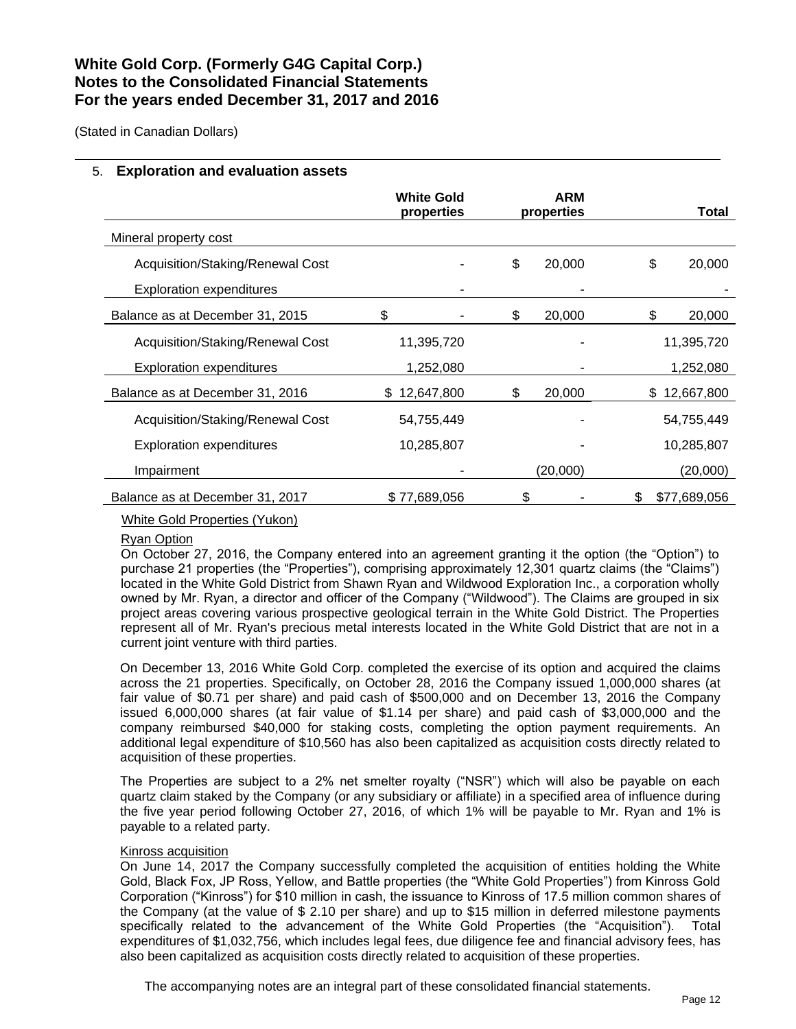# White Gold Corp. (Formerly G4G Capital Corp.)
# Notes to the Consolidated Financial Statements
# For the years ended December 31, 2017 and 2016

(Stated in Canadian Dollars)

## 5. Exploration and evaluation assets

| | White Gold properties | ARM properties | Total |
|---|---|---|---|
| Mineral property cost | | | |
| Acquisition/Staking/Renewal Cost | - | $ 20,000 | $ 20,000 |
| Exploration expenditures | - | - | - |
| Balance as at December 31, 2015 | $ - | $ 20,000 | $ 20,000 |
| Acquisition/Staking/Renewal Cost | 11,395,720 | - | 11,395,720 |
| Exploration expenditures | 1,252,080 | - | 1,252,080 |
| Balance as at December 31, 2016 | $ 12,647,800 | $ 20,000 | $ 12,667,800 |
| Acquisition/Staking/Renewal Cost | 54,755,449 | - | 54,755,449 |
| Exploration expenditures | 10,285,807 | - | 10,285,807 |
| Impairment | - | (20,000) | (20,000) |
| Balance as at December 31, 2017 | $ 77,689,056 | $ - | $ 77,689,056 |

White Gold Properties (Yukon)

Ryan Option

On October 27, 2016, the Company entered into an agreement granting it the option (the "Option") to purchase 21 properties (the "Properties"), comprising approximately 12,301 quartz claims (the "Claims") located in the White Gold District from Shawn Ryan and Wildwood Exploration Inc., a corporation wholly owned by Mr. Ryan, a director and officer of the Company ("Wildwood"). The Claims are grouped in six project areas covering various prospective geological terrain in the White Gold District. The Properties represent all of Mr. Ryan's precious metal interests located in the White Gold District that are not in a current joint venture with third parties.

On December 13, 2016 White Gold Corp. completed the exercise of its option and acquired the claims across the 21 properties. Specifically, on October 28, 2016 the Company issued 1,000,000 shares (at fair value of $0.71 per share) and paid cash of $500,000 and on December 13, 2016 the Company issued 6,000,000 shares (at fair value of $1.14 per share) and paid cash of $3,000,000 and the company reimbursed $40,000 for staking costs, completing the option payment requirements. An additional legal expenditure of $10,560 has also been capitalized as acquisition costs directly related to acquisition of these properties.

The Properties are subject to a 2% net smelter royalty ("NSR") which will also be payable on each quartz claim staked by the Company (or any subsidiary or affiliate) in a specified area of influence during the five year period following October 27, 2016, of which 1% will be payable to Mr. Ryan and 1% is payable to a related party.

Kinross acquisition

On June 14, 2017 the Company successfully completed the acquisition of entities holding the White Gold, Black Fox, JP Ross, Yellow, and Battle properties (the "White Gold Properties") from Kinross Gold Corporation ("Kinross") for $10 million in cash, the issuance to Kinross of 17.5 million common shares of the Company (at the value of $ 2.10 per share) and up to $15 million in deferred milestone payments specifically related to the advancement of the White Gold Properties (the "Acquisition"). Total expenditures of $1,032,756, which includes legal fees, due diligence fee and financial advisory fees, has also been capitalized as acquisition costs directly related to acquisition of these properties.

The accompanying notes are an integral part of these consolidated financial statements.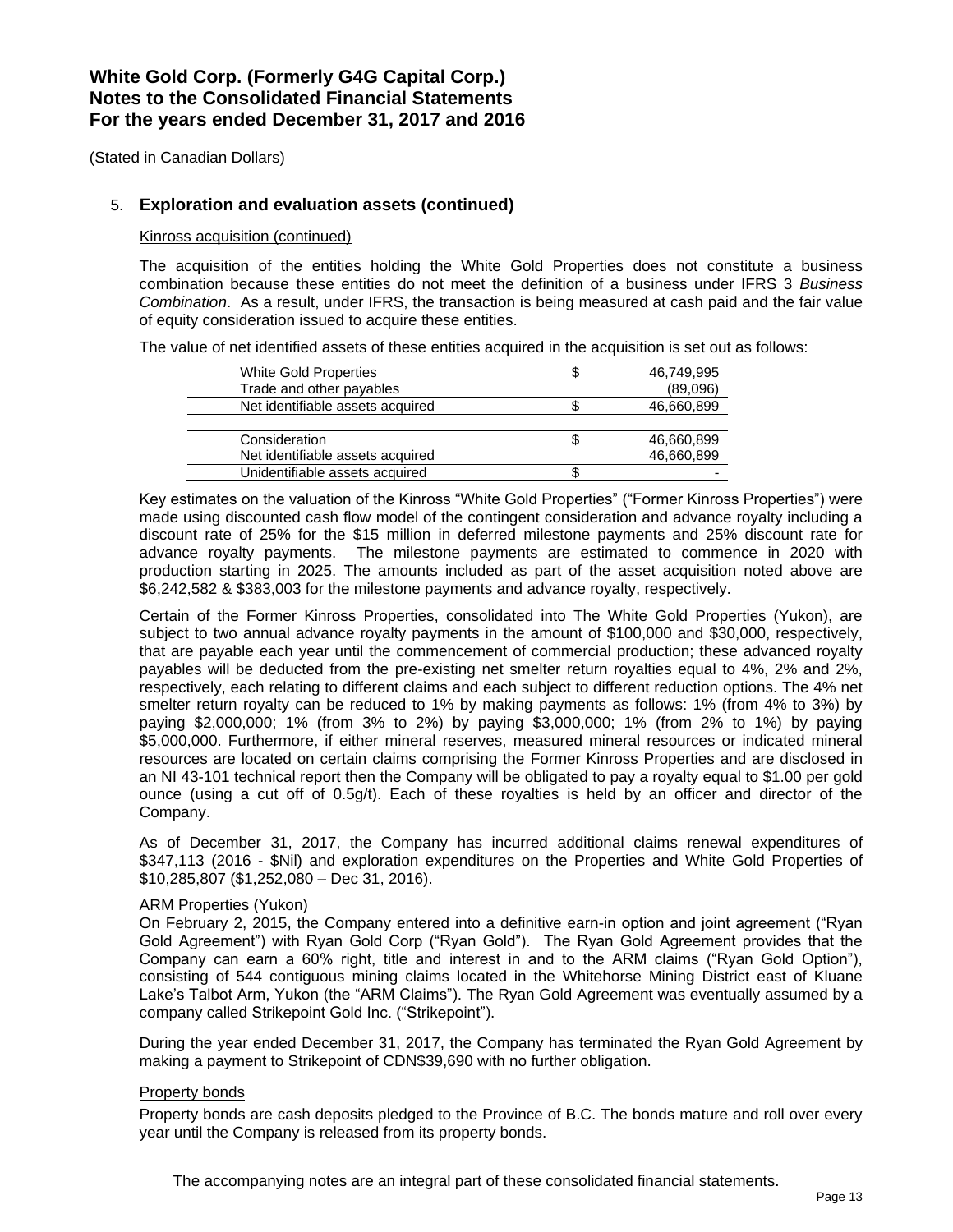# White Gold Corp. (Formerly G4G Capital Corp.)
# Notes to the Consolidated Financial Statements
# For the years ended December 31, 2017 and 2016

(Stated in Canadian Dollars)

## 5. Exploration and evaluation assets (continued)

Kinross acquisition (continued)

The acquisition of the entities holding the White Gold Properties does not constitute a business combination because these entities do not meet the definition of a business under IFRS 3 *Business Combination*. As a result, under IFRS, the transaction is being measured at cash paid and the fair value of equity consideration issued to acquire these entities.

The value of net identified assets of these entities acquired in the acquisition is set out as follows:

| | | |
|---|---|---|
| White Gold Properties | $ | 46,749,995 |
| Trade and other payables | | (89,096) |
| Net identifiable assets acquired | $ | 46,660,899 |
| | | |
| Consideration | $ | 46,660,899 |
| Net identifiable assets acquired | | 46,660,899 |
| Unidentifiable assets acquired | $ | - |

Key estimates on the valuation of the Kinross "White Gold Properties" ("Former Kinross Properties") were made using discounted cash flow model of the contingent consideration and advance royalty including a discount rate of 25% for the $15 million in deferred milestone payments and 25% discount rate for advance royalty payments. The milestone payments are estimated to commence in 2020 with production starting in 2025. The amounts included as part of the asset acquisition noted above are $6,242,582 & $383,003 for the milestone payments and advance royalty, respectively.

Certain of the Former Kinross Properties, consolidated into The White Gold Properties (Yukon), are subject to two annual advance royalty payments in the amount of $100,000 and $30,000, respectively, that are payable each year until the commencement of commercial production; these advanced royalty payables will be deducted from the pre-existing net smelter return royalties equal to 4%, 2% and 2%, respectively, each relating to different claims and each subject to different reduction options. The 4% net smelter return royalty can be reduced to 1% by making payments as follows: 1% (from 4% to 3%) by paying $2,000,000; 1% (from 3% to 2%) by paying $3,000,000; 1% (from 2% to 1%) by paying $5,000,000. Furthermore, if either mineral reserves, measured mineral resources or indicated mineral resources are located on certain claims comprising the Former Kinross Properties and are disclosed in an NI 43-101 technical report then the Company will be obligated to pay a royalty equal to $1.00 per gold ounce (using a cut off of 0.5g/t). Each of these royalties is held by an officer and director of the Company.

As of December 31, 2017, the Company has incurred additional claims renewal expenditures of $347,113 (2016 - $Nil) and exploration expenditures on the Properties and White Gold Properties of $10,285,807 ($1,252,080 – Dec 31, 2016).

ARM Properties (Yukon)

On February 2, 2015, the Company entered into a definitive earn-in option and joint agreement ("Ryan Gold Agreement") with Ryan Gold Corp ("Ryan Gold"). The Ryan Gold Agreement provides that the Company can earn a 60% right, title and interest in and to the ARM claims ("Ryan Gold Option"), consisting of 544 contiguous mining claims located in the Whitehorse Mining District east of Kluane Lake's Talbot Arm, Yukon (the "ARM Claims"). The Ryan Gold Agreement was eventually assumed by a company called Strikepoint Gold Inc. ("Strikepoint").

During the year ended December 31, 2017, the Company has terminated the Ryan Gold Agreement by making a payment to Strikepoint of CDN$39,690 with no further obligation.

Property bonds

Property bonds are cash deposits pledged to the Province of B.C. The bonds mature and roll over every year until the Company is released from its property bonds.

The accompanying notes are an integral part of these consolidated financial statements.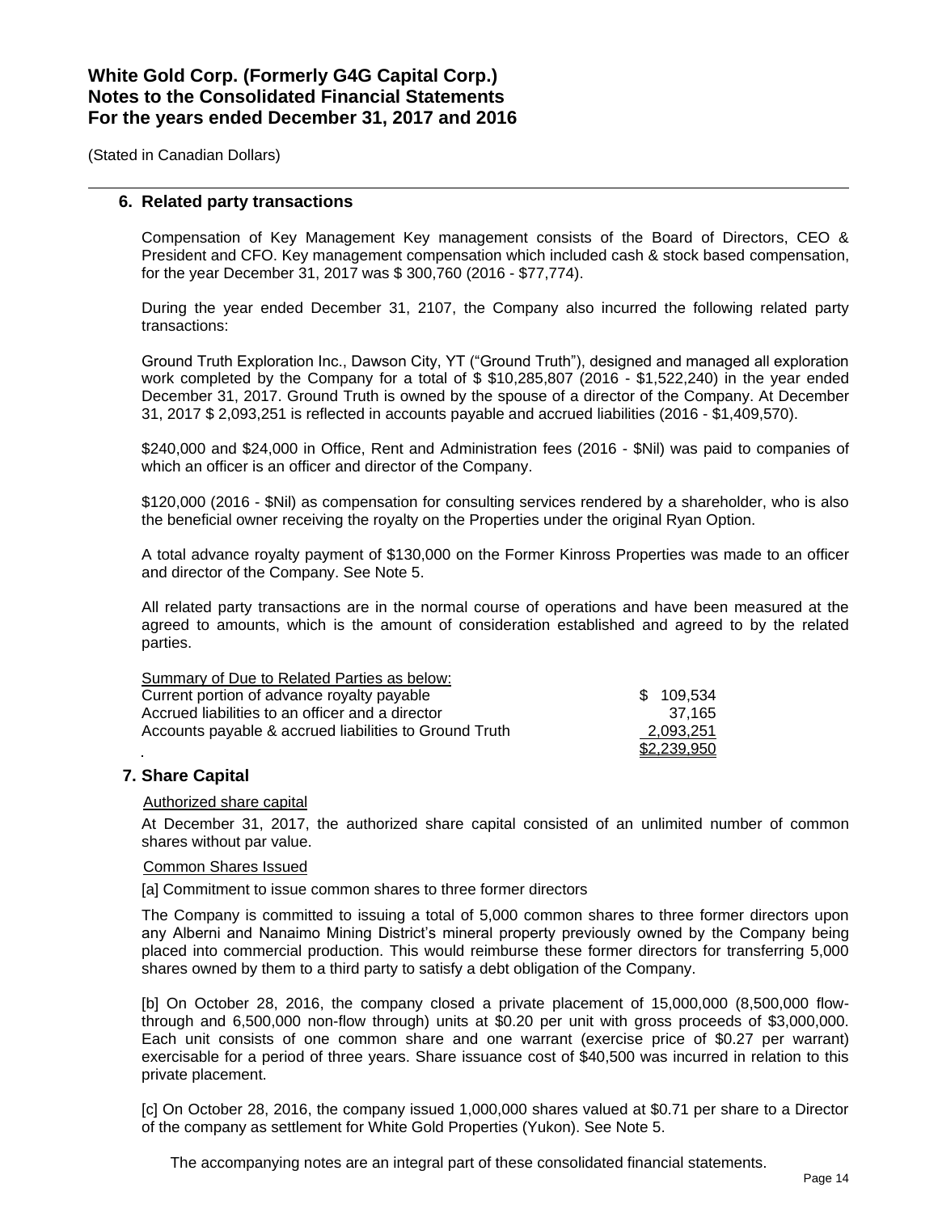# White Gold Corp. (Formerly G4G Capital Corp.)
# Notes to the Consolidated Financial Statements
# For the years ended December 31, 2017 and 2016

(Stated in Canadian Dollars)

## 6. Related party transactions

Compensation of Key Management Key management consists of the Board of Directors, CEO & President and CFO. Key management compensation which included cash & stock based compensation, for the year December 31, 2017 was $ 300,760 (2016 - $77,774).

During the year ended December 31, 2107, the Company also incurred the following related party transactions:

Ground Truth Exploration Inc., Dawson City, YT ("Ground Truth"), designed and managed all exploration work completed by the Company for a total of $ $10,285,807 (2016 - $1,522,240) in the year ended December 31, 2017. Ground Truth is owned by the spouse of a director of the Company. At December 31, 2017 $ 2,093,251 is reflected in accounts payable and accrued liabilities (2016 - $1,409,570).

$240,000 and $24,000 in Office, Rent and Administration fees (2016 - $Nil) was paid to companies of which an officer is an officer and director of the Company.

$120,000 (2016 - $Nil) as compensation for consulting services rendered by a shareholder, who is also the beneficial owner receiving the royalty on the Properties under the original Ryan Option.

A total advance royalty payment of $130,000 on the Former Kinross Properties was made to an officer and director of the Company. See Note 5.

All related party transactions are in the normal course of operations and have been measured at the agreed to amounts, which is the amount of consideration established and agreed to by the related parties.

| Summary of Due to Related Parties as below: | |
|---|---|
| Current portion of advance royalty payable | $ 109,534 |
| Accrued liabilities to an officer and a director | 37,165 |
| Accounts payable & accrued liabilities to Ground Truth | 2,093,251 |
| | $2,239,950 |

## 7. Share Capital

Authorized share capital

At December 31, 2017, the authorized share capital consisted of an unlimited number of common shares without par value.

Common Shares Issued

[a] Commitment to issue common shares to three former directors

The Company is committed to issuing a total of 5,000 common shares to three former directors upon any Alberni and Nanaimo Mining District's mineral property previously owned by the Company being placed into commercial production. This would reimburse these former directors for transferring 5,000 shares owned by them to a third party to satisfy a debt obligation of the Company.

[b] On October 28, 2016, the company closed a private placement of 15,000,000 (8,500,000 flow-through and 6,500,000 non-flow through) units at $0.20 per unit with gross proceeds of $3,000,000. Each unit consists of one common share and one warrant (exercise price of $0.27 per warrant) exercisable for a period of three years. Share issuance cost of $40,500 was incurred in relation to this private placement.

[c] On October 28, 2016, the company issued 1,000,000 shares valued at $0.71 per share to a Director of the company as settlement for White Gold Properties (Yukon). See Note 5.

The accompanying notes are an integral part of these consolidated financial statements.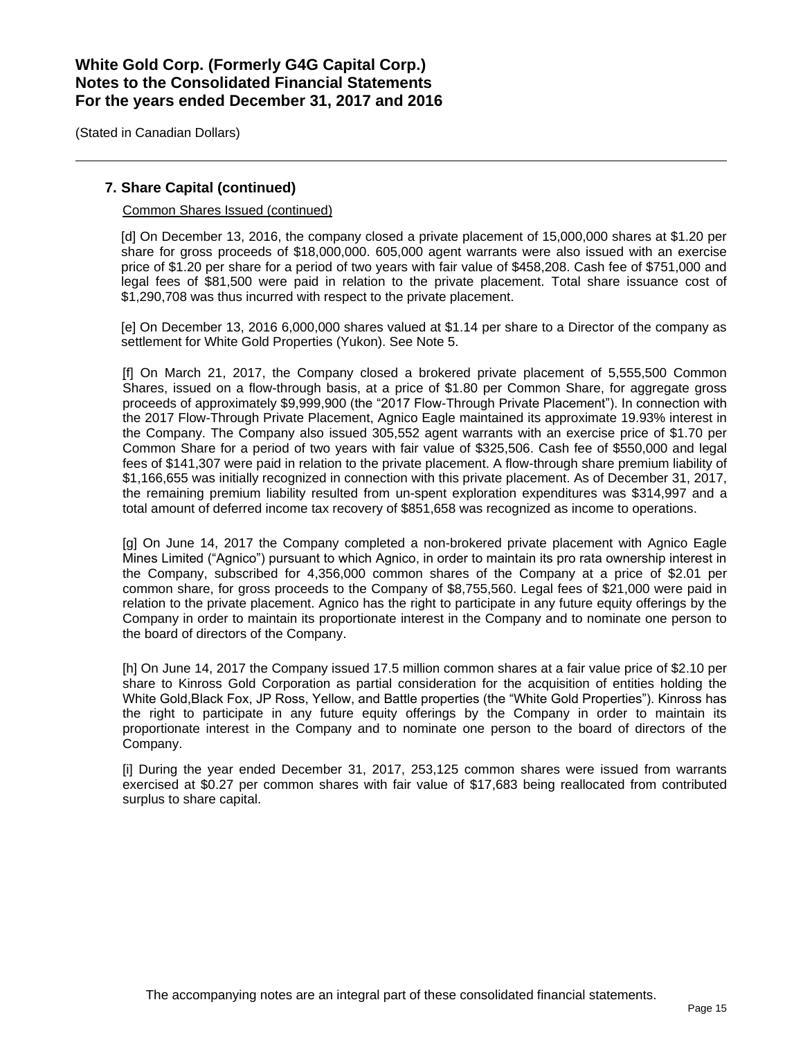## 7. Share Capital (continued)

Common Shares Issued (continued)

[d] On December 13, 2016, the company closed a private placement of 15,000,000 shares at $1.20 per share for gross proceeds of $18,000,000. 605,000 agent warrants were also issued with an exercise price of $1.20 per share for a period of two years with fair value of $458,208. Cash fee of $751,000 and legal fees of $81,500 were paid in relation to the private placement. Total share issuance cost of $1,290,708 was thus incurred with respect to the private placement.

[e] On December 13, 2016 6,000,000 shares valued at $1.14 per share to a Director of the company as settlement for White Gold Properties (Yukon). See Note 5.

[f] On March 21, 2017, the Company closed a brokered private placement of 5,555,500 Common Shares, issued on a flow-through basis, at a price of $1.80 per Common Share, for aggregate gross proceeds of approximately $9,999,900 (the "2017 Flow-Through Private Placement"). In connection with the 2017 Flow-Through Private Placement, Agnico Eagle maintained its approximate 19.93% interest in the Company. The Company also issued 305,552 agent warrants with an exercise price of $1.70 per Common Share for a period of two years with fair value of $325,506. Cash fee of $550,000 and legal fees of $141,307 were paid in relation to the private placement. A flow-through share premium liability of $1,166,655 was initially recognized in connection with this private placement. As of December 31, 2017, the remaining premium liability resulted from un-spent exploration expenditures was $314,997 and a total amount of deferred income tax recovery of $851,658 was recognized as income to operations.

[g] On June 14, 2017 the Company completed a non-brokered private placement with Agnico Eagle Mines Limited ("Agnico") pursuant to which Agnico, in order to maintain its pro rata ownership interest in the Company, subscribed for 4,356,000 common shares of the Company at a price of $2.01 per common share, for gross proceeds to the Company of $8,755,560. Legal fees of $21,000 were paid in relation to the private placement. Agnico has the right to participate in any future equity offerings by the Company in order to maintain its proportionate interest in the Company and to nominate one person to the board of directors of the Company.

[h] On June 14, 2017 the Company issued 17.5 million common shares at a fair value price of $2.10 per share to Kinross Gold Corporation as partial consideration for the acquisition of entities holding the White Gold,Black Fox, JP Ross, Yellow, and Battle properties (the "White Gold Properties"). Kinross has the right to participate in any future equity offerings by the Company in order to maintain its proportionate interest in the Company and to nominate one person to the board of directors of the Company.

[i] During the year ended December 31, 2017, 253,125 common shares were issued from warrants exercised at $0.27 per common shares with fair value of $17,683 being reallocated from contributed surplus to share capital.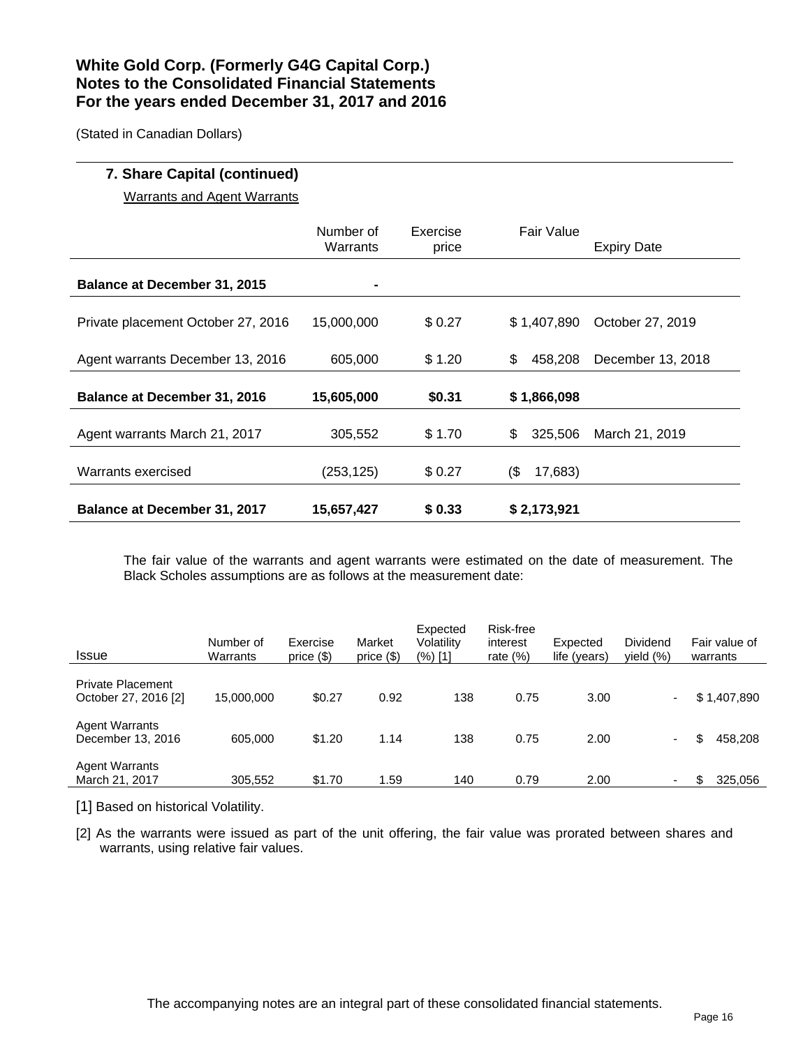# White Gold Corp. (Formerly G4G Capital Corp.)
# Notes to the Consolidated Financial Statements
# For the years ended December 31, 2017 and 2016

(Stated in Canadian Dollars)

## 7. Share Capital (continued)

Warrants and Agent Warrants

| | Number of Warrants | Exercise price | Fair Value | Expiry Date |
|---|---|---|---|---|
| **Balance at December 31, 2015** | **-** | | | |
| Private placement October 27, 2016 | 15,000,000 | $ 0.27 | $ 1,407,890 | October 27, 2019 |
| Agent warrants December 13, 2016 | 605,000 | $ 1.20 | $ 458,208 | December 13, 2018 |
| **Balance at December 31, 2016** | **15,605,000** | **$0.31** | **$ 1,866,098** | |
| Agent warrants March 21, 2017 | 305,552 | $ 1.70 | $ 325,506 | March 21, 2019 |
| Warrants exercised | (253,125) | $ 0.27 | ($ 17,683) | |
| **Balance at December 31, 2017** | **15,657,427** | **$ 0.33** | **$ 2,173,921** | |

The fair value of the warrants and agent warrants were estimated on the date of measurement. The Black Scholes assumptions are as follows at the measurement date:

| Issue | Number of Warrants | Exercise price ($) | Market price ($) | Expected Volatility (%) [1] | Risk-free interest rate (%) | Expected life (years) | Dividend yield (%) | Fair value of warrants |
|---|---|---|---|---|---|---|---|---|
| Private Placement October 27, 2016 [2] | 15,000,000 | $0.27 | 0.92 | 138 | 0.75 | 3.00 | - | $ 1,407,890 |
| Agent Warrants December 13, 2016 | 605,000 | $1.20 | 1.14 | 138 | 0.75 | 2.00 | - | $ 458,208 |
| Agent Warrants March 21, 2017 | 305,552 | $1.70 | 1.59 | 140 | 0.79 | 2.00 | - | $ 325,056 |

[1] Based on historical Volatility.

[2] As the warrants were issued as part of the unit offering, the fair value was prorated between shares and warrants, using relative fair values.

The accompanying notes are an integral part of these consolidated financial statements.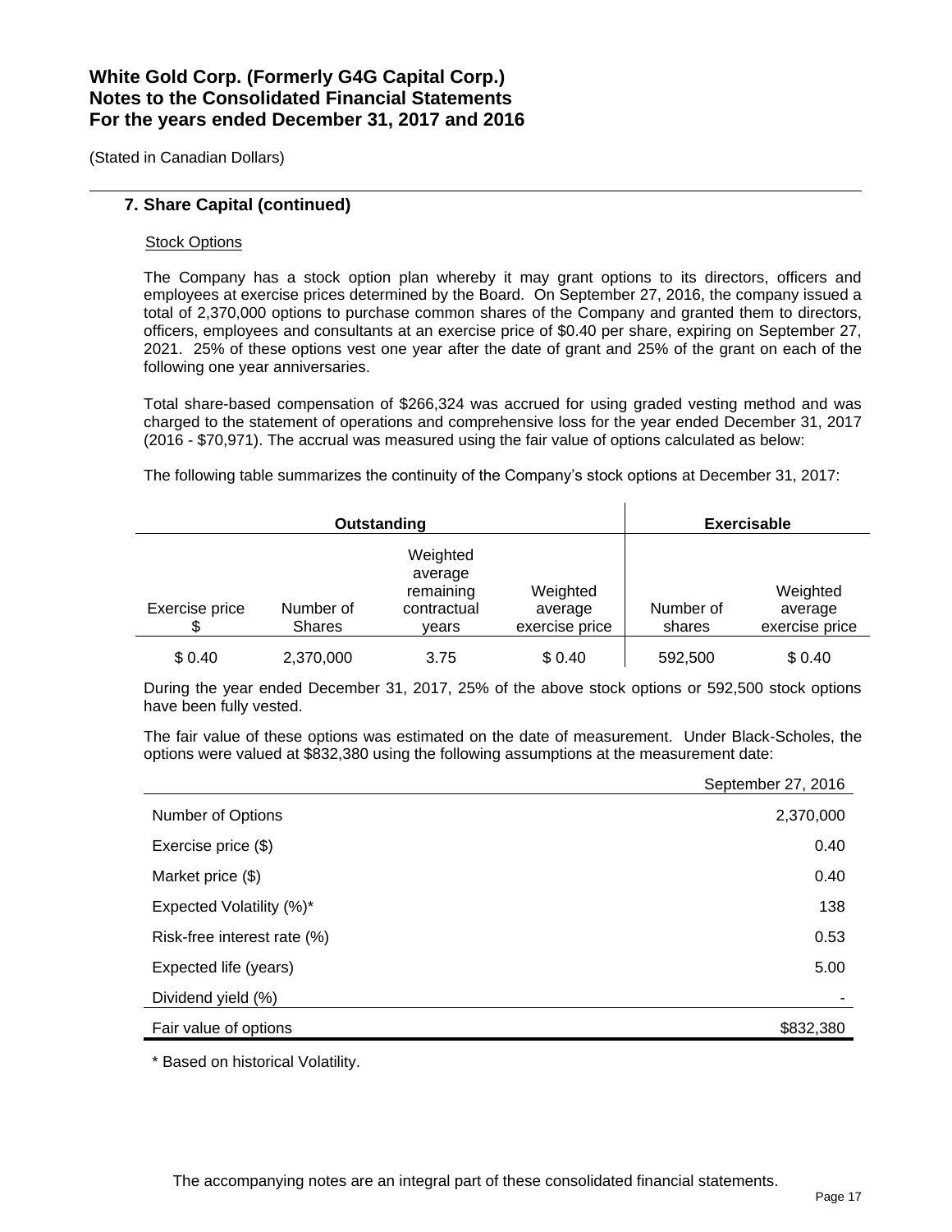# White Gold Corp. (Formerly G4G Capital Corp.)
# Notes to the Consolidated Financial Statements
# For the years ended December 31, 2017 and 2016

(Stated in Canadian Dollars)

## 7. Share Capital (continued)

Stock Options

The Company has a stock option plan whereby it may grant options to its directors, officers and employees at exercise prices determined by the Board. On September 27, 2016, the company issued a total of 2,370,000 options to purchase common shares of the Company and granted them to directors, officers, employees and consultants at an exercise price of $0.40 per share, expiring on September 27, 2021. 25% of these options vest one year after the date of grant and 25% of the grant on each of the following one year anniversaries.

Total share-based compensation of $266,324 was accrued for using graded vesting method and was charged to the statement of operations and comprehensive loss for the year ended December 31, 2017 (2016 - $70,971). The accrual was measured using the fair value of options calculated as below:

The following table summarizes the continuity of the Company's stock options at December 31, 2017:

| Outstanding | | | | Exercisable | |
|---|---|---|---|---|---|
| Exercise price $ | Number of Shares | Weighted average remaining contractual years | Weighted average exercise price | Number of shares | Weighted average exercise price |
| $ 0.40 | 2,370,000 | 3.75 | $ 0.40 | 592,500 | $ 0.40 |

During the year ended December 31, 2017, 25% of the above stock options or 592,500 stock options have been fully vested.

The fair value of these options was estimated on the date of measurement. Under Black-Scholes, the options were valued at $832,380 using the following assumptions at the measurement date:

| | September 27, 2016 |
|---|---|
| Number of Options | 2,370,000 |
| Exercise price ($) | 0.40 |
| Market price ($) | 0.40 |
| Expected Volatility (%)* | 138 |
| Risk-free interest rate (%) | 0.53 |
| Expected life (years) | 5.00 |
| Dividend yield (%) | - |
| Fair value of options | $832,380 |

* Based on historical Volatility.

The accompanying notes are an integral part of these consolidated financial statements.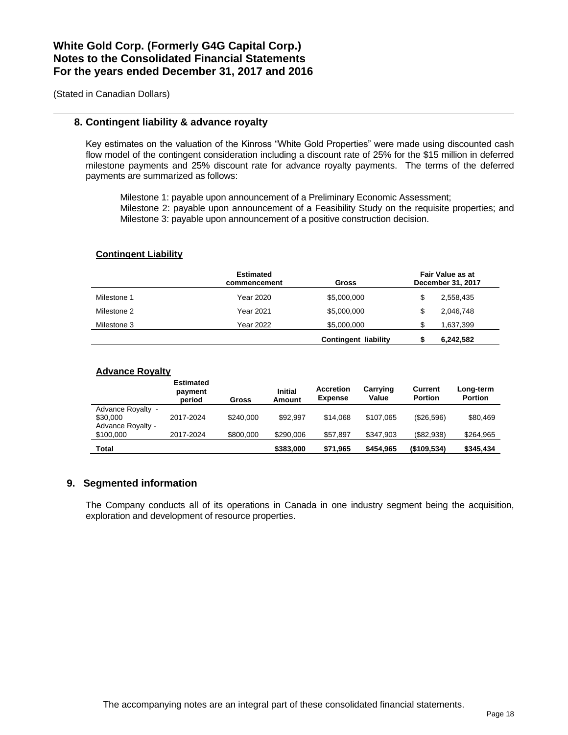# White Gold Corp. (Formerly G4G Capital Corp.)
# Notes to the Consolidated Financial Statements
# For the years ended December 31, 2017 and 2016

(Stated in Canadian Dollars)

## 8. Contingent liability & advance royalty

Key estimates on the valuation of the Kinross "White Gold Properties" were made using discounted cash flow model of the contingent consideration including a discount rate of 25% for the $15 million in deferred milestone payments and 25% discount rate for advance royalty payments. The terms of the deferred payments are summarized as follows:

Milestone 1: payable upon announcement of a Preliminary Economic Assessment;
Milestone 2: payable upon announcement of a Feasibility Study on the requisite properties; and
Milestone 3: payable upon announcement of a positive construction decision.

**Contingent Liability**

| | Estimated commencement | Gross | Fair Value as at December 31, 2017 |
|---|---|---|---|
| Milestone 1 | Year 2020 | $5,000,000 | $ 2,558,435 |
| Milestone 2 | Year 2021 | $5,000,000 | $ 2,046,748 |
| Milestone 3 | Year 2022 | $5,000,000 | $ 1,637,399 |
| | | **Contingent liability** | **$ 6,242,582** |

**Advance Royalty**

| | Estimated payment period | Gross | Initial Amount | Accretion Expense | Carrying Value | Current Portion | Long-term Portion |
|---|---|---|---|---|---|---|---|
| Advance Royalty - $30,000 | 2017-2024 | $240,000 | $92,997 | $14,068 | $107,065 | ($26,596) | $80,469 |
| Advance Royalty - $100,000 | 2017-2024 | $800,000 | $290,006 | $57,897 | $347,903 | ($82,938) | $264,965 |
| **Total** | | | **$383,000** | **$71,965** | **$454,965** | **($109,534)** | **$345,434** |

## 9. Segmented information

The Company conducts all of its operations in Canada in one industry segment being the acquisition, exploration and development of resource properties.

The accompanying notes are an integral part of these consolidated financial statements.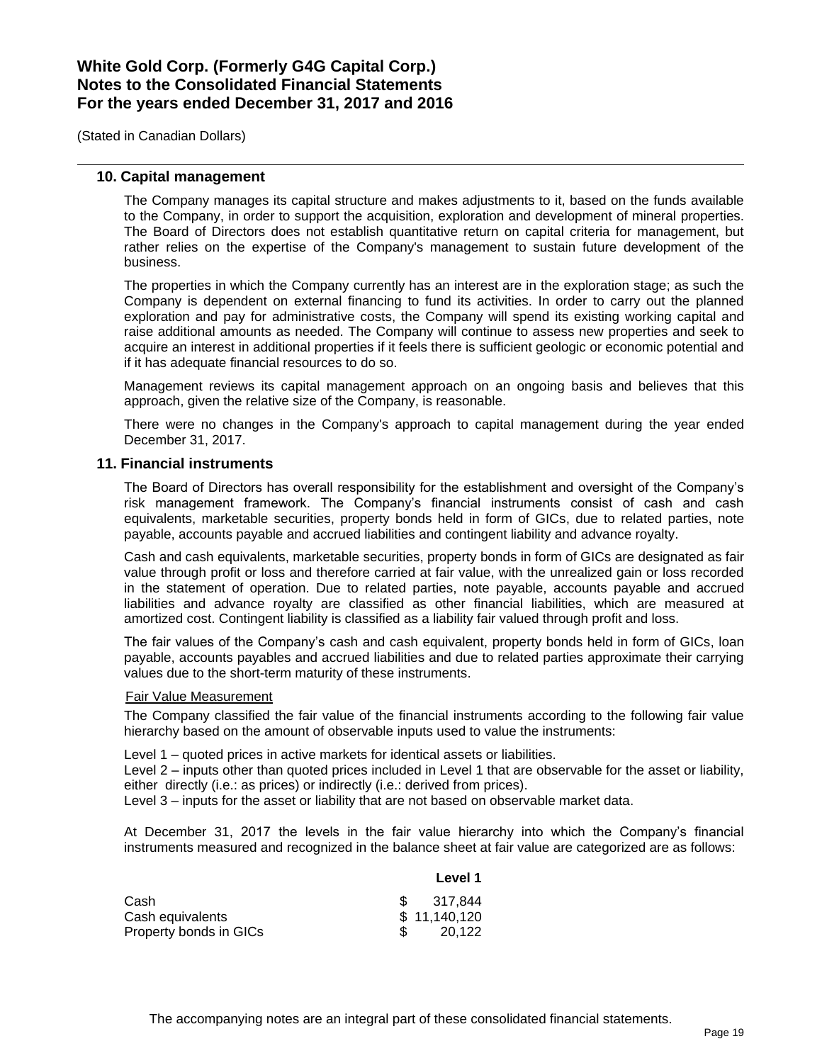# White Gold Corp. (Formerly G4G Capital Corp.)
# Notes to the Consolidated Financial Statements
# For the years ended December 31, 2017 and 2016

(Stated in Canadian Dollars)

## 10. Capital management

The Company manages its capital structure and makes adjustments to it, based on the funds available to the Company, in order to support the acquisition, exploration and development of mineral properties. The Board of Directors does not establish quantitative return on capital criteria for management, but rather relies on the expertise of the Company's management to sustain future development of the business.

The properties in which the Company currently has an interest are in the exploration stage; as such the Company is dependent on external financing to fund its activities. In order to carry out the planned exploration and pay for administrative costs, the Company will spend its existing working capital and raise additional amounts as needed. The Company will continue to assess new properties and seek to acquire an interest in additional properties if it feels there is sufficient geologic or economic potential and if it has adequate financial resources to do so.

Management reviews its capital management approach on an ongoing basis and believes that this approach, given the relative size of the Company, is reasonable.

There were no changes in the Company's approach to capital management during the year ended December 31, 2017.

## 11. Financial instruments

The Board of Directors has overall responsibility for the establishment and oversight of the Company's risk management framework. The Company's financial instruments consist of cash and cash equivalents, marketable securities, property bonds held in form of GICs, due to related parties, note payable, accounts payable and accrued liabilities and contingent liability and advance royalty.

Cash and cash equivalents, marketable securities, property bonds in form of GICs are designated as fair value through profit or loss and therefore carried at fair value, with the unrealized gain or loss recorded in the statement of operation. Due to related parties, note payable, accounts payable and accrued liabilities and advance royalty are classified as other financial liabilities, which are measured at amortized cost. Contingent liability is classified as a liability fair valued through profit and loss.

The fair values of the Company's cash and cash equivalent, property bonds held in form of GICs, loan payable, accounts payables and accrued liabilities and due to related parties approximate their carrying values due to the short-term maturity of these instruments.

Fair Value Measurement

The Company classified the fair value of the financial instruments according to the following fair value hierarchy based on the amount of observable inputs used to value the instruments:

Level 1 – quoted prices in active markets for identical assets or liabilities.
Level 2 – inputs other than quoted prices included in Level 1 that are observable for the asset or liability, either directly (i.e.: as prices) or indirectly (i.e.: derived from prices).
Level 3 – inputs for the asset or liability that are not based on observable market data.

At December 31, 2017 the levels in the fair value hierarchy into which the Company's financial instruments measured and recognized in the balance sheet at fair value are categorized are as follows:

| | Level 1 |
|---|---|
| Cash | $ 317,844 |
| Cash equivalents | $ 11,140,120 |
| Property bonds in GICs | $ 20,122 |

The accompanying notes are an integral part of these consolidated financial statements.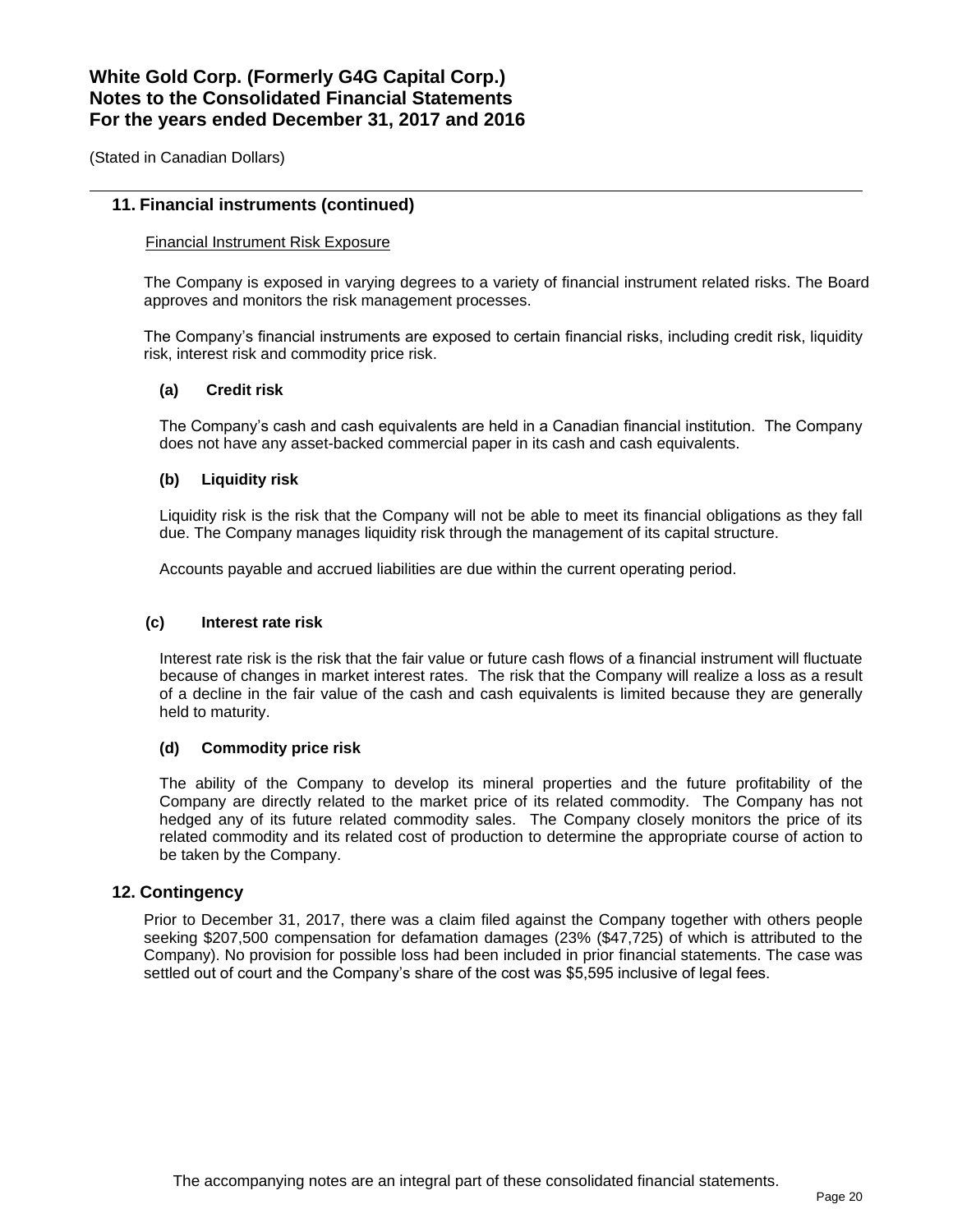## 11. Financial instruments (continued)

Financial Instrument Risk Exposure

The Company is exposed in varying degrees to a variety of financial instrument related risks. The Board approves and monitors the risk management processes.

The Company's financial instruments are exposed to certain financial risks, including credit risk, liquidity risk, interest risk and commodity price risk.

### (a) Credit risk

The Company's cash and cash equivalents are held in a Canadian financial institution. The Company does not have any asset-backed commercial paper in its cash and cash equivalents.

### (b) Liquidity risk

Liquidity risk is the risk that the Company will not be able to meet its financial obligations as they fall due. The Company manages liquidity risk through the management of its capital structure.

Accounts payable and accrued liabilities are due within the current operating period.

### (c) Interest rate risk

Interest rate risk is the risk that the fair value or future cash flows of a financial instrument will fluctuate because of changes in market interest rates. The risk that the Company will realize a loss as a result of a decline in the fair value of the cash and cash equivalents is limited because they are generally held to maturity.

### (d) Commodity price risk

The ability of the Company to develop its mineral properties and the future profitability of the Company are directly related to the market price of its related commodity. The Company has not hedged any of its future related commodity sales. The Company closely monitors the price of its related commodity and its related cost of production to determine the appropriate course of action to be taken by the Company.

## 12. Contingency

Prior to December 31, 2017, there was a claim filed against the Company together with others people seeking $207,500 compensation for defamation damages (23% ($47,725) of which is attributed to the Company). No provision for possible loss had been included in prior financial statements. The case was settled out of court and the Company's share of the cost was $5,595 inclusive of legal fees.

The accompanying notes are an integral part of these consolidated financial statements.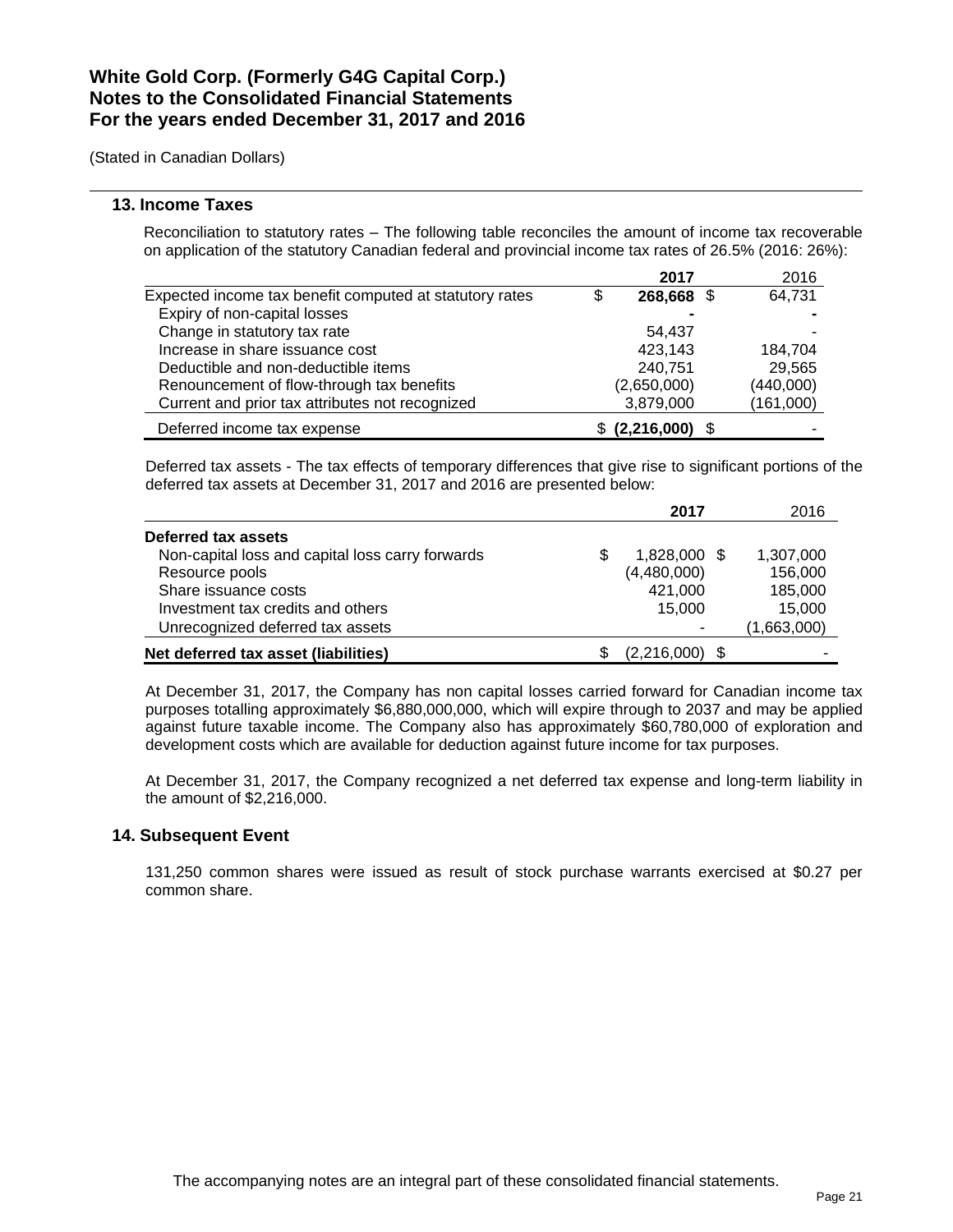# White Gold Corp. (Formerly G4G Capital Corp.)
# Notes to the Consolidated Financial Statements
# For the years ended December 31, 2017 and 2016

(Stated in Canadian Dollars)

## 13. Income Taxes

Reconciliation to statutory rates – The following table reconciles the amount of income tax recoverable on application of the statutory Canadian federal and provincial income tax rates of 26.5% (2016: 26%):

| | 2017 | 2016 |
|---|---|---|
| Expected income tax benefit computed at statutory rates | $ 268,668 | $ 64,731 |
| Expiry of non-capital losses | - | - |
| Change in statutory tax rate | 54,437 | - |
| Increase in share issuance cost | 423,143 | 184,704 |
| Deductible and non-deductible items | 240,751 | 29,565 |
| Renouncement of flow-through tax benefits | (2,650,000) | (440,000) |
| Current and prior tax attributes not recognized | 3,879,000 | (161,000) |
| Deferred income tax expense | $ (2,216,000) | $ - |

Deferred tax assets - The tax effects of temporary differences that give rise to significant portions of the deferred tax assets at December 31, 2017 and 2016 are presented below:

| | 2017 | 2016 |
|---|---|---|
| **Deferred tax assets** | | |
| Non-capital loss and capital loss carry forwards | $ 1,828,000 | $ 1,307,000 |
| Resource pools | (4,480,000) | 156,000 |
| Share issuance costs | 421,000 | 185,000 |
| Investment tax credits and others | 15,000 | 15,000 |
| Unrecognized deferred tax assets | - | (1,663,000) |
| **Net deferred tax asset (liabilities)** | $ (2,216,000) | $ - |

At December 31, 2017, the Company has non capital losses carried forward for Canadian income tax purposes totalling approximately $6,880,000,000, which will expire through to 2037 and may be applied against future taxable income. The Company also has approximately $60,780,000 of exploration and development costs which are available for deduction against future income for tax purposes.

At December 31, 2017, the Company recognized a net deferred tax expense and long-term liability in the amount of $2,216,000.

## 14. Subsequent Event

131,250 common shares were issued as result of stock purchase warrants exercised at $0.27 per common share.

The accompanying notes are an integral part of these consolidated financial statements.